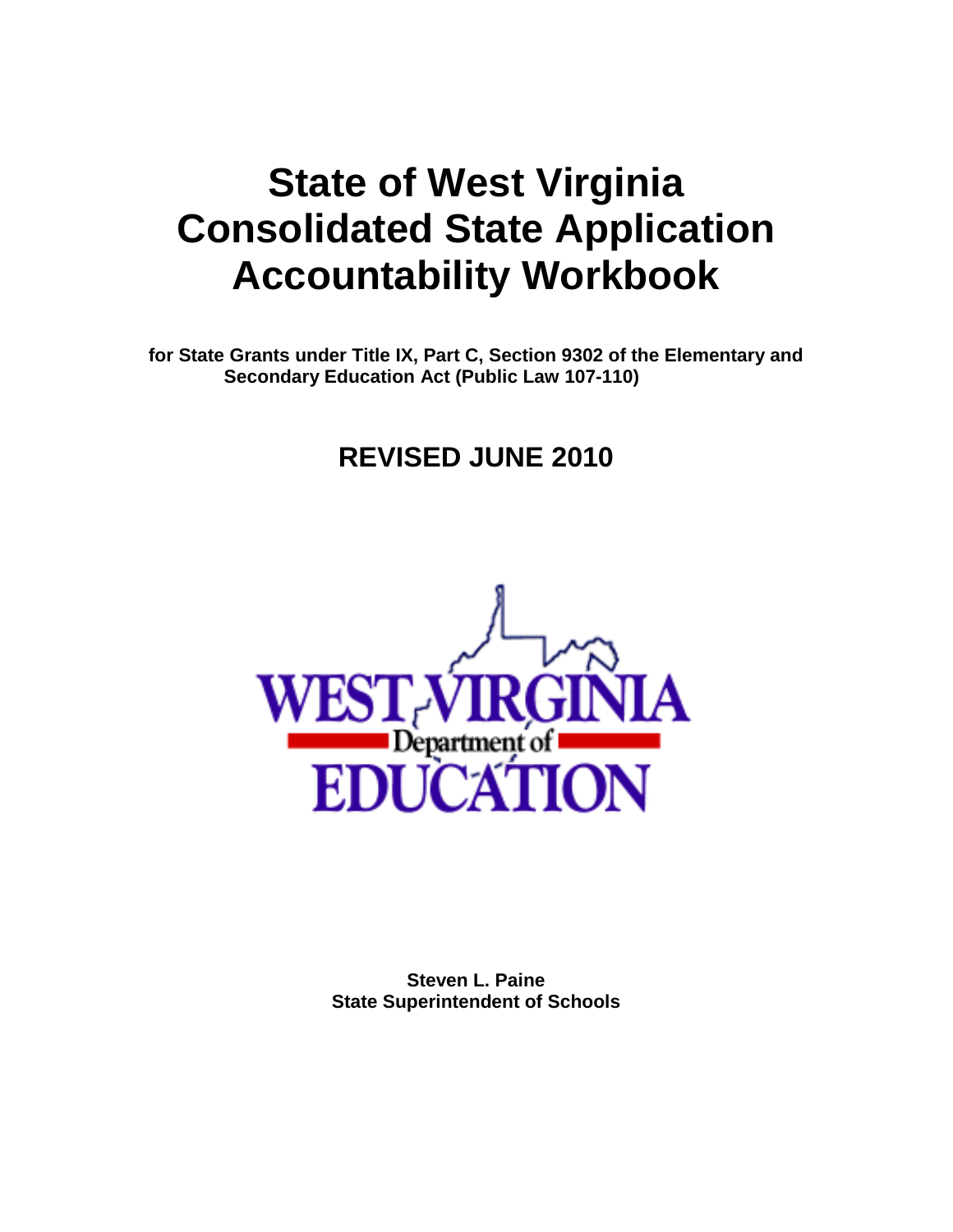# State of West Virginia Consolidated State Application Accountability Workbook

**for State Grants under Title IX, Part C, Section 9302 of the Elementary and Secondary Education Act (Public Law 107-110)**

## REVISED JUNE 2010

WEST VIRGINIA
Department of
EDUCATION

**Steven L. Paine**
**State Superintendent of Schools**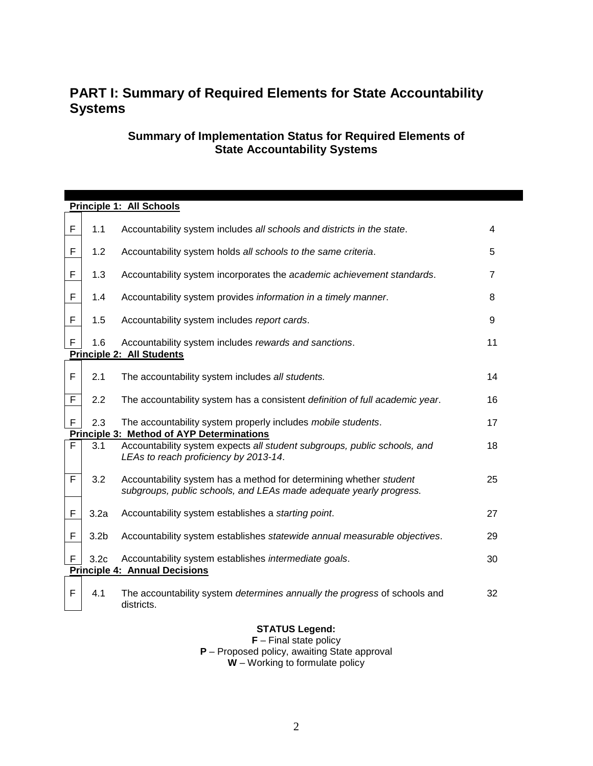# PART I: Summary of Required Elements for State Accountability Systems

## Summary of Implementation Status for Required Elements of State Accountability Systems

| | | | |
|---|---|---|---|
| **Principle 1: All Schools** | | | |
| F | 1.1 | Accountability system includes *all schools and districts in the state*. | 4 |
| F | 1.2 | Accountability system holds *all schools to the same criteria*. | 5 |
| F | 1.3 | Accountability system incorporates the *academic achievement standards*. | 7 |
| F | 1.4 | Accountability system provides *information in a timely manner*. | 8 |
| F | 1.5 | Accountability system includes *report cards*. | 9 |
| F | 1.6 | Accountability system includes *rewards and sanctions*. | 11 |
| **Principle 2: All Students** | | | |
| F | 2.1 | The accountability system includes *all students.* | 14 |
| F | 2.2 | The accountability system has a consistent *definition of full academic year*. | 16 |
| F | 2.3 | The accountability system properly includes *mobile students*. | 17 |
| **Principle 3: Method of AYP Determinations** | | | |
| F | 3.1 | Accountability system expects *all student subgroups, public schools, and LEAs to reach proficiency by 2013-14*. | 18 |
| F | 3.2 | Accountability system has a method for determining whether *student subgroups, public schools, and LEAs made adequate yearly progress.* | 25 |
| F | 3.2a | Accountability system establishes a *starting point*. | 27 |
| F | 3.2b | Accountability system establishes *statewide annual measurable objectives*. | 29 |
| F | 3.2c | Accountability system establishes *intermediate goals*. | 30 |
| **Principle 4: Annual Decisions** | | | |
| F | 4.1 | The accountability system *determines annually the progress* of schools and districts. | 32 |

**STATUS Legend:**
**F** – Final state policy
**P** – Proposed policy, awaiting State approval
**W** – Working to formulate policy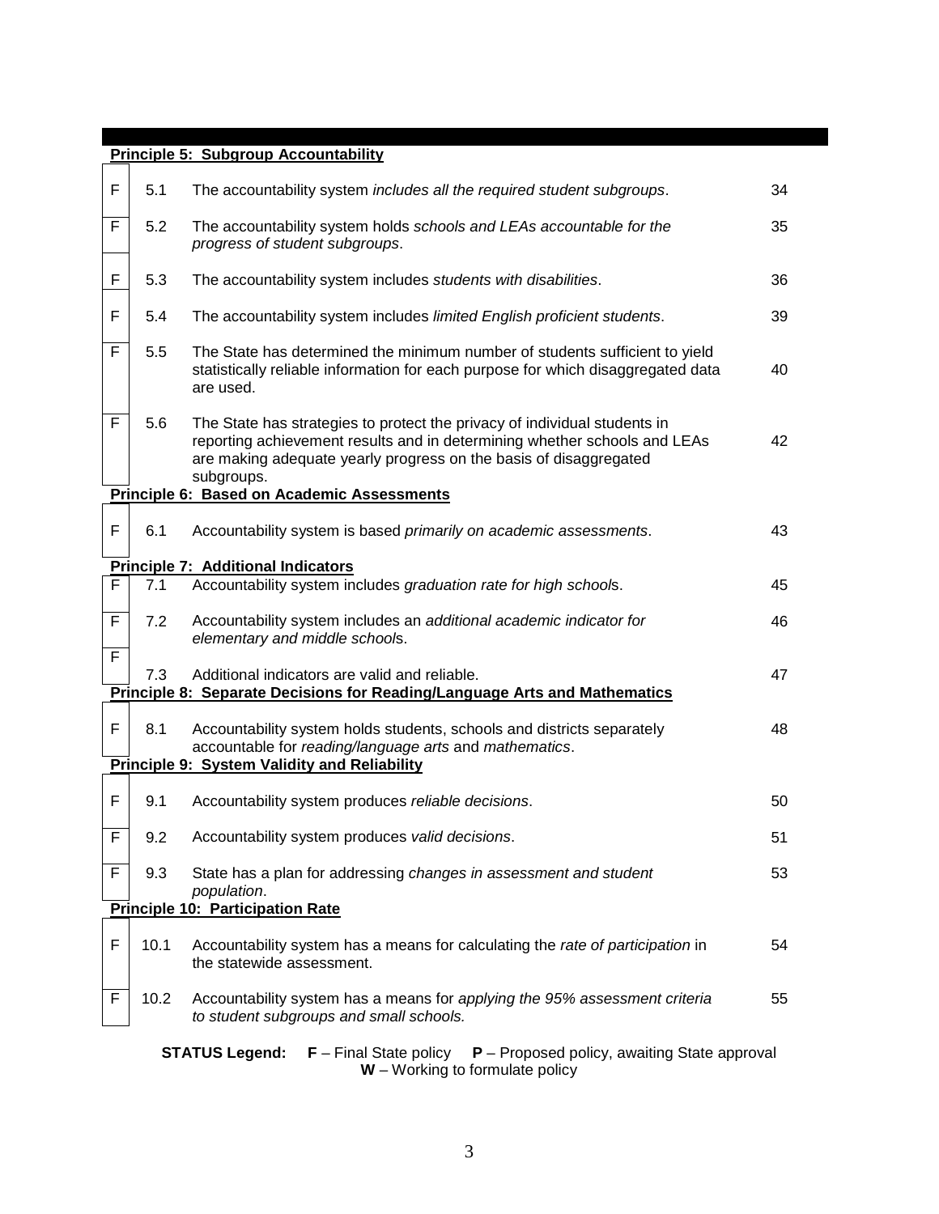| | | | |
|---|---|---|---|
| **Principle 5: Subgroup Accountability** | | | |
| F | 5.1 | The accountability system *includes all the required student subgroups*. | 34 |
| F | 5.2 | The accountability system holds *schools and LEAs accountable for the progress of student subgroups*. | 35 |
| F | 5.3 | The accountability system includes *students with disabilities*. | 36 |
| F | 5.4 | The accountability system includes *limited English proficient students*. | 39 |
| F | 5.5 | The State has determined the minimum number of students sufficient to yield statistically reliable information for each purpose for which disaggregated data are used. | 40 |
| F | 5.6 | The State has strategies to protect the privacy of individual students in reporting achievement results and in determining whether schools and LEAs are making adequate yearly progress on the basis of disaggregated subgroups. | 42 |
| **Principle 6: Based on Academic Assessments** | | | |
| F | 6.1 | Accountability system is based *primarily on academic assessments*. | 43 |
| **Principle 7: Additional Indicators** | | | |
| F | 7.1 | Accountability system includes *graduation rate for high schools*. | 45 |
| F | 7.2 | Accountability system includes an *additional academic indicator for elementary and middle schools*. | 46 |
| F | 7.3 | Additional indicators are valid and reliable. | 47 |
| **Principle 8: Separate Decisions for Reading/Language Arts and Mathematics** | | | |
| F | 8.1 | Accountability system holds students, schools and districts separately accountable for *reading/language arts* and *mathematics*. | 48 |
| **Principle 9: System Validity and Reliability** | | | |
| F | 9.1 | Accountability system produces *reliable decisions*. | 50 |
| F | 9.2 | Accountability system produces *valid decisions*. | 51 |
| F | 9.3 | State has a plan for addressing *changes in assessment and student population*. | 53 |
| **Principle 10: Participation Rate** | | | |
| F | 10.1 | Accountability system has a means for calculating the *rate of participation* in the statewide assessment. | 54 |
| F | 10.2 | Accountability system has a means for *applying the 95% assessment criteria to student subgroups and small schools.* | 55 |

**STATUS Legend:** **F** – Final State policy **P** – Proposed policy, awaiting State approval
**W** – Working to formulate policy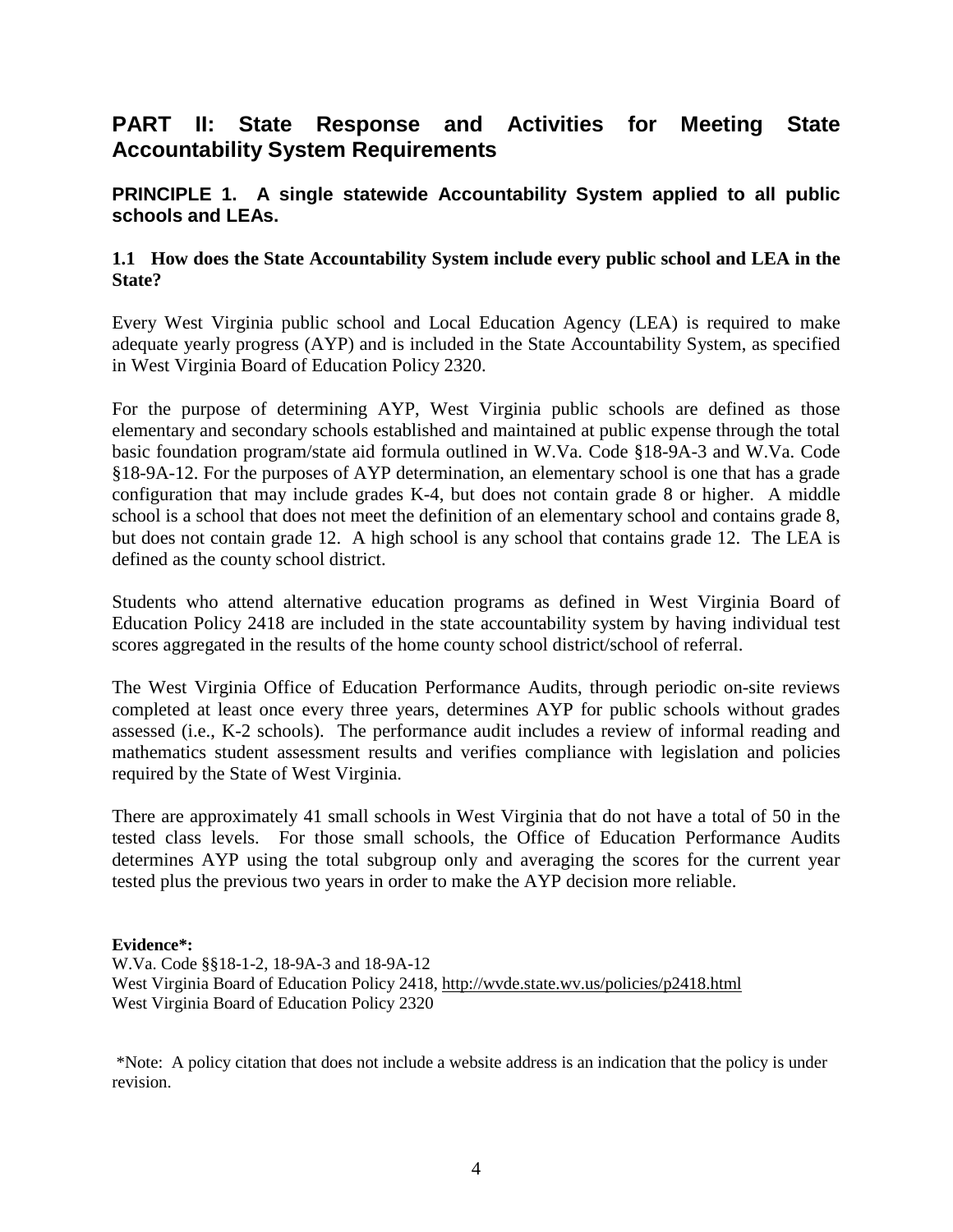## PART II: State Response and Activities for Meeting State Accountability System Requirements

### PRINCIPLE 1. A single statewide Accountability System applied to all public schools and LEAs.

#### 1.1 How does the State Accountability System include every public school and LEA in the State?

Every West Virginia public school and Local Education Agency (LEA) is required to make adequate yearly progress (AYP) and is included in the State Accountability System, as specified in West Virginia Board of Education Policy 2320.

For the purpose of determining AYP, West Virginia public schools are defined as those elementary and secondary schools established and maintained at public expense through the total basic foundation program/state aid formula outlined in W.Va. Code §18-9A-3 and W.Va. Code §18-9A-12. For the purposes of AYP determination, an elementary school is one that has a grade configuration that may include grades K-4, but does not contain grade 8 or higher. A middle school is a school that does not meet the definition of an elementary school and contains grade 8, but does not contain grade 12. A high school is any school that contains grade 12. The LEA is defined as the county school district.

Students who attend alternative education programs as defined in West Virginia Board of Education Policy 2418 are included in the state accountability system by having individual test scores aggregated in the results of the home county school district/school of referral.

The West Virginia Office of Education Performance Audits, through periodic on-site reviews completed at least once every three years, determines AYP for public schools without grades assessed (i.e., K-2 schools). The performance audit includes a review of informal reading and mathematics student assessment results and verifies compliance with legislation and policies required by the State of West Virginia.

There are approximately 41 small schools in West Virginia that do not have a total of 50 in the tested class levels. For those small schools, the Office of Education Performance Audits determines AYP using the total subgroup only and averaging the scores for the current year tested plus the previous two years in order to make the AYP decision more reliable.

**Evidence*:**
W.Va. Code §§18-1-2, 18-9A-3 and 18-9A-12
West Virginia Board of Education Policy 2418, http://wvde.state.wv.us/policies/p2418.html
West Virginia Board of Education Policy 2320

*Note: A policy citation that does not include a website address is an indication that the policy is under revision.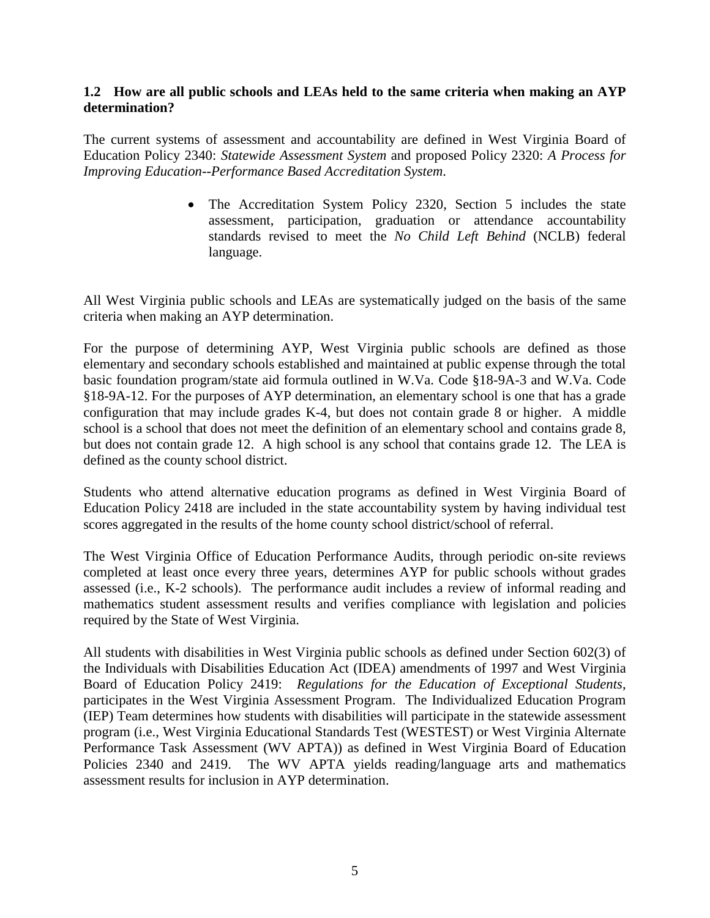### 1.2 How are all public schools and LEAs held to the same criteria when making an AYP determination?

The current systems of assessment and accountability are defined in West Virginia Board of Education Policy 2340: *Statewide Assessment System* and proposed Policy 2320: *A Process for Improving Education--Performance Based Accreditation System*.

- The Accreditation System Policy 2320, Section 5 includes the state assessment, participation, graduation or attendance accountability standards revised to meet the *No Child Left Behind* (NCLB) federal language.

All West Virginia public schools and LEAs are systematically judged on the basis of the same criteria when making an AYP determination.

For the purpose of determining AYP, West Virginia public schools are defined as those elementary and secondary schools established and maintained at public expense through the total basic foundation program/state aid formula outlined in W.Va. Code §18-9A-3 and W.Va. Code §18-9A-12. For the purposes of AYP determination, an elementary school is one that has a grade configuration that may include grades K-4, but does not contain grade 8 or higher. A middle school is a school that does not meet the definition of an elementary school and contains grade 8, but does not contain grade 12. A high school is any school that contains grade 12. The LEA is defined as the county school district.

Students who attend alternative education programs as defined in West Virginia Board of Education Policy 2418 are included in the state accountability system by having individual test scores aggregated in the results of the home county school district/school of referral.

The West Virginia Office of Education Performance Audits, through periodic on-site reviews completed at least once every three years, determines AYP for public schools without grades assessed (i.e., K-2 schools). The performance audit includes a review of informal reading and mathematics student assessment results and verifies compliance with legislation and policies required by the State of West Virginia.

All students with disabilities in West Virginia public schools as defined under Section 602(3) of the Individuals with Disabilities Education Act (IDEA) amendments of 1997 and West Virginia Board of Education Policy 2419: *Regulations for the Education of Exceptional Students*, participates in the West Virginia Assessment Program. The Individualized Education Program (IEP) Team determines how students with disabilities will participate in the statewide assessment program (i.e., West Virginia Educational Standards Test (WESTEST) or West Virginia Alternate Performance Task Assessment (WV APTA)) as defined in West Virginia Board of Education Policies 2340 and 2419. The WV APTA yields reading/language arts and mathematics assessment results for inclusion in AYP determination.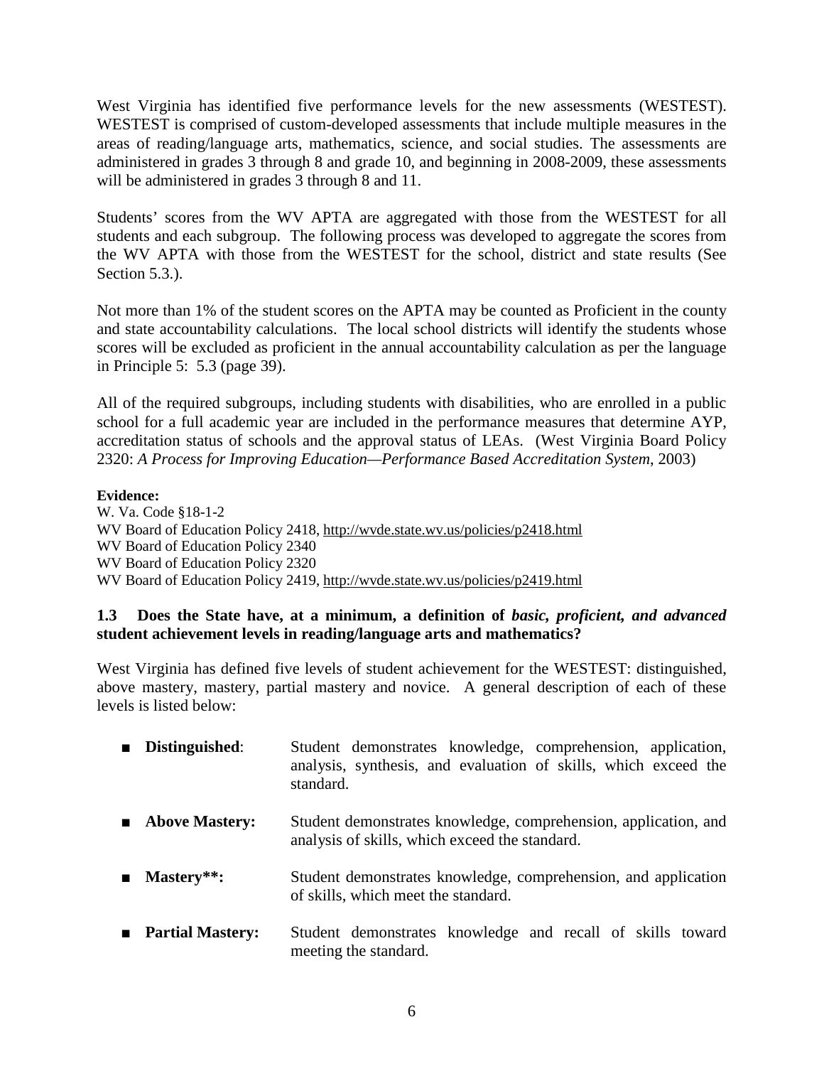West Virginia has identified five performance levels for the new assessments (WESTEST). WESTEST is comprised of custom-developed assessments that include multiple measures in the areas of reading/language arts, mathematics, science, and social studies. The assessments are administered in grades 3 through 8 and grade 10, and beginning in 2008-2009, these assessments will be administered in grades 3 through 8 and 11.

Students' scores from the WV APTA are aggregated with those from the WESTEST for all students and each subgroup. The following process was developed to aggregate the scores from the WV APTA with those from the WESTEST for the school, district and state results (See Section 5.3.).

Not more than 1% of the student scores on the APTA may be counted as Proficient in the county and state accountability calculations. The local school districts will identify the students whose scores will be excluded as proficient in the annual accountability calculation as per the language in Principle 5: 5.3 (page 39).

All of the required subgroups, including students with disabilities, who are enrolled in a public school for a full academic year are included in the performance measures that determine AYP, accreditation status of schools and the approval status of LEAs. (West Virginia Board Policy 2320: *A Process for Improving Education—Performance Based Accreditation System*, 2003)

**Evidence:**
W. Va. Code §18-1-2
WV Board of Education Policy 2418, http://wvde.state.wv.us/policies/p2418.html
WV Board of Education Policy 2340
WV Board of Education Policy 2320
WV Board of Education Policy 2419, http://wvde.state.wv.us/policies/p2419.html

**1.3 Does the State have, at a minimum, a definition of *basic, proficient, and advanced* student achievement levels in reading/language arts and mathematics?**

West Virginia has defined five levels of student achievement for the WESTEST: distinguished, above mastery, mastery, partial mastery and novice. A general description of each of these levels is listed below:

- **Distinguished**: Student demonstrates knowledge, comprehension, application, analysis, synthesis, and evaluation of skills, which exceed the standard.
- **Above Mastery:** Student demonstrates knowledge, comprehension, application, and analysis of skills, which exceed the standard.
- **Mastery**\*\***:** Student demonstrates knowledge, comprehension, and application of skills, which meet the standard.
- **Partial Mastery:** Student demonstrates knowledge and recall of skills toward meeting the standard.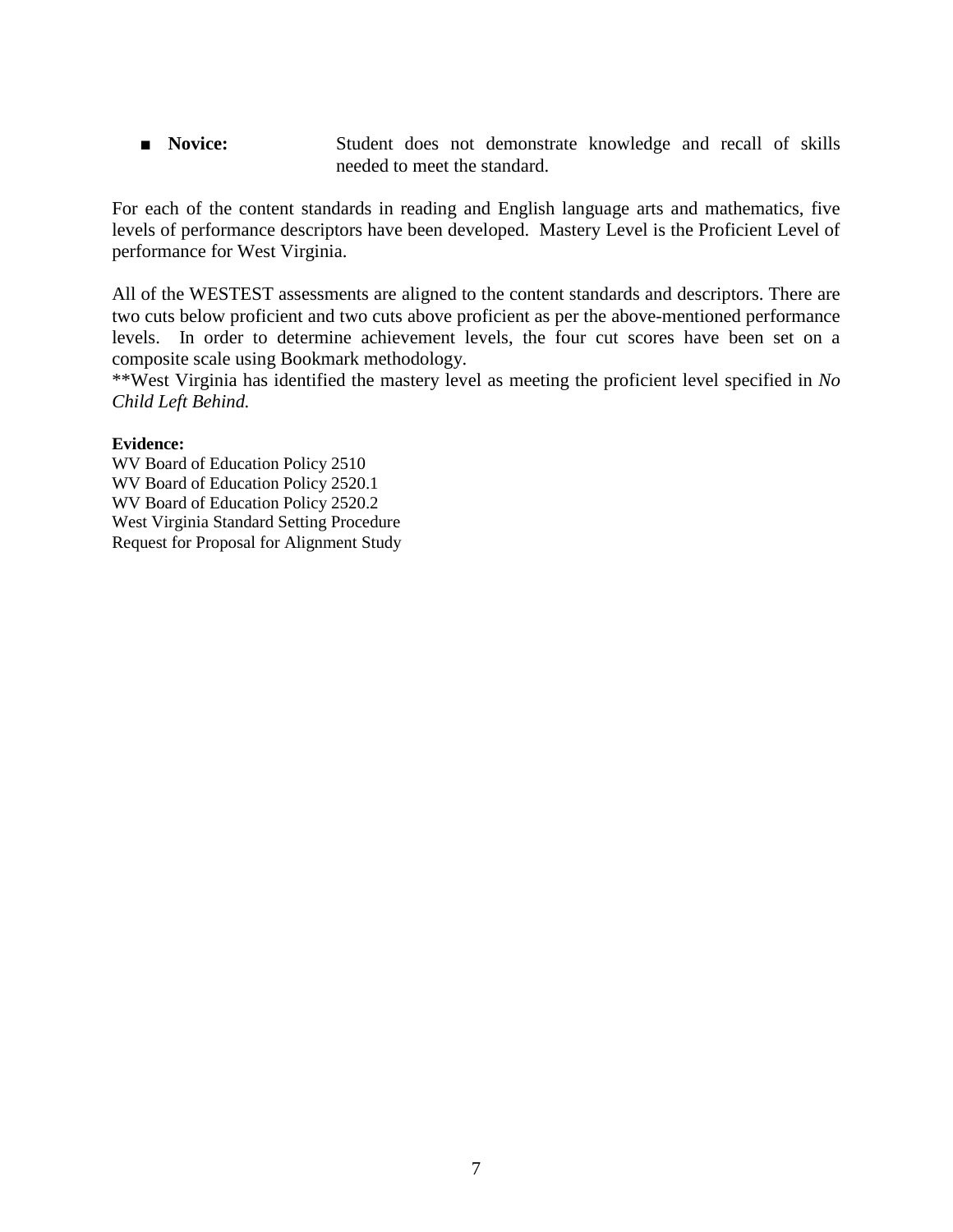- **Novice:** Student does not demonstrate knowledge and recall of skills needed to meet the standard.

For each of the content standards in reading and English language arts and mathematics, five levels of performance descriptors have been developed. Mastery Level is the Proficient Level of performance for West Virginia.

All of the WESTEST assessments are aligned to the content standards and descriptors. There are two cuts below proficient and two cuts above proficient as per the above-mentioned performance levels. In order to determine achievement levels, the four cut scores have been set on a composite scale using Bookmark methodology.
**West Virginia has identified the mastery level as meeting the proficient level specified in *No Child Left Behind.*

**Evidence:**
WV Board of Education Policy 2510
WV Board of Education Policy 2520.1
WV Board of Education Policy 2520.2
West Virginia Standard Setting Procedure
Request for Proposal for Alignment Study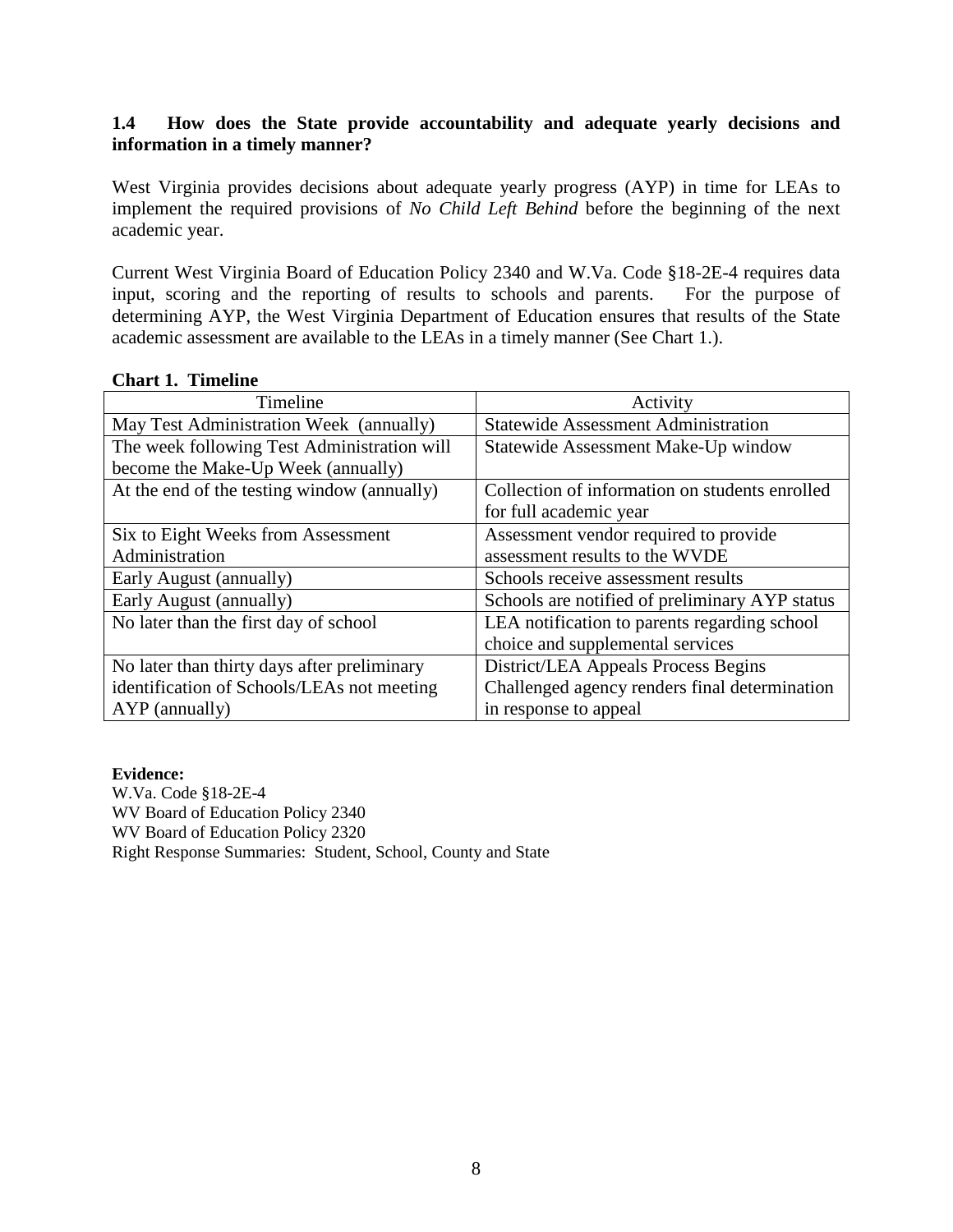### 1.4 How does the State provide accountability and adequate yearly decisions and information in a timely manner?

West Virginia provides decisions about adequate yearly progress (AYP) in time for LEAs to implement the required provisions of *No Child Left Behind* before the beginning of the next academic year.

Current West Virginia Board of Education Policy 2340 and W.Va. Code §18-2E-4 requires data input, scoring and the reporting of results to schools and parents. For the purpose of determining AYP, the West Virginia Department of Education ensures that results of the State academic assessment are available to the LEAs in a timely manner (See Chart 1.).

**Chart 1. Timeline**

| Timeline | Activity |
|---|---|
| May Test Administration Week (annually) | Statewide Assessment Administration |
| The week following Test Administration will become the Make-Up Week (annually) | Statewide Assessment Make-Up window |
| At the end of the testing window (annually) | Collection of information on students enrolled for full academic year |
| Six to Eight Weeks from Assessment Administration | Assessment vendor required to provide assessment results to the WVDE |
| Early August (annually) | Schools receive assessment results |
| Early August (annually) | Schools are notified of preliminary AYP status |
| No later than the first day of school | LEA notification to parents regarding school choice and supplemental services |
| No later than thirty days after preliminary identification of Schools/LEAs not meeting AYP (annually) | District/LEA Appeals Process Begins Challenged agency renders final determination in response to appeal |

**Evidence:**
W.Va. Code §18-2E-4
WV Board of Education Policy 2340
WV Board of Education Policy 2320
Right Response Summaries: Student, School, County and State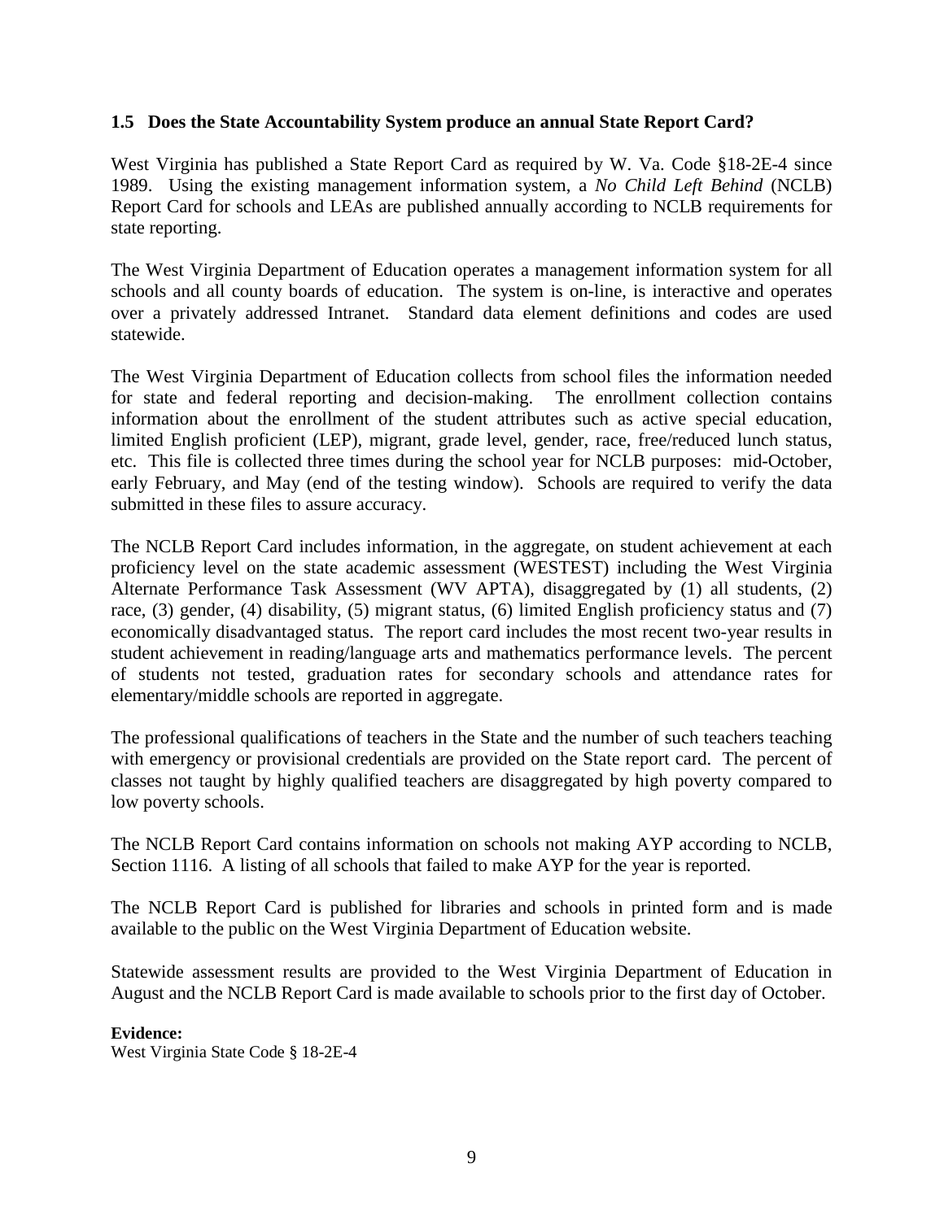### 1.5 Does the State Accountability System produce an annual State Report Card?

West Virginia has published a State Report Card as required by W. Va. Code §18-2E-4 since 1989. Using the existing management information system, a *No Child Left Behind* (NCLB) Report Card for schools and LEAs are published annually according to NCLB requirements for state reporting.

The West Virginia Department of Education operates a management information system for all schools and all county boards of education. The system is on-line, is interactive and operates over a privately addressed Intranet. Standard data element definitions and codes are used statewide.

The West Virginia Department of Education collects from school files the information needed for state and federal reporting and decision-making. The enrollment collection contains information about the enrollment of the student attributes such as active special education, limited English proficient (LEP), migrant, grade level, gender, race, free/reduced lunch status, etc. This file is collected three times during the school year for NCLB purposes: mid-October, early February, and May (end of the testing window). Schools are required to verify the data submitted in these files to assure accuracy.

The NCLB Report Card includes information, in the aggregate, on student achievement at each proficiency level on the state academic assessment (WESTEST) including the West Virginia Alternate Performance Task Assessment (WV APTA), disaggregated by (1) all students, (2) race, (3) gender, (4) disability, (5) migrant status, (6) limited English proficiency status and (7) economically disadvantaged status. The report card includes the most recent two-year results in student achievement in reading/language arts and mathematics performance levels. The percent of students not tested, graduation rates for secondary schools and attendance rates for elementary/middle schools are reported in aggregate.

The professional qualifications of teachers in the State and the number of such teachers teaching with emergency or provisional credentials are provided on the State report card. The percent of classes not taught by highly qualified teachers are disaggregated by high poverty compared to low poverty schools.

The NCLB Report Card contains information on schools not making AYP according to NCLB, Section 1116. A listing of all schools that failed to make AYP for the year is reported.

The NCLB Report Card is published for libraries and schools in printed form and is made available to the public on the West Virginia Department of Education website.

Statewide assessment results are provided to the West Virginia Department of Education in August and the NCLB Report Card is made available to schools prior to the first day of October.

**Evidence:**
West Virginia State Code § 18-2E-4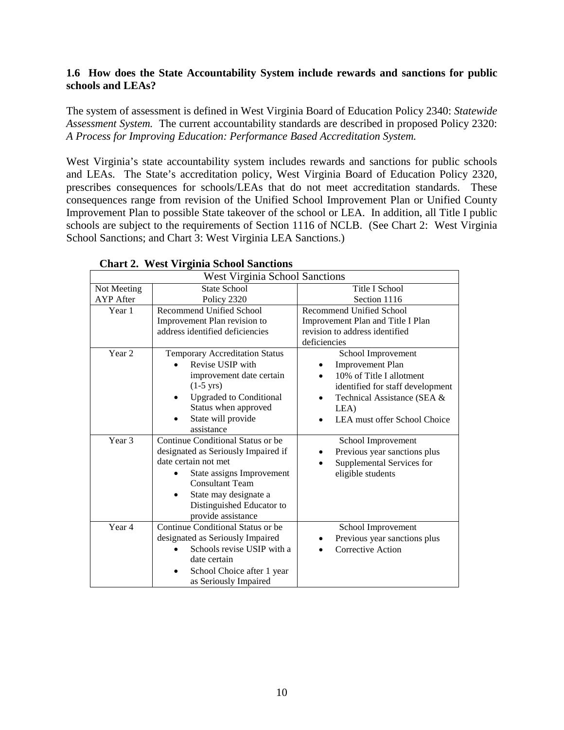**1.6 How does the State Accountability System include rewards and sanctions for public schools and LEAs?**

The system of assessment is defined in West Virginia Board of Education Policy 2340: *Statewide Assessment System.* The current accountability standards are described in proposed Policy 2320: *A Process for Improving Education: Performance Based Accreditation System.*

West Virginia's state accountability system includes rewards and sanctions for public schools and LEAs. The State's accreditation policy, West Virginia Board of Education Policy 2320, prescribes consequences for schools/LEAs that do not meet accreditation standards. These consequences range from revision of the Unified School Improvement Plan or Unified County Improvement Plan to possible State takeover of the school or LEA. In addition, all Title I public schools are subject to the requirements of Section 1116 of NCLB. (See Chart 2: West Virginia School Sanctions; and Chart 3: West Virginia LEA Sanctions.)

**Chart 2. West Virginia School Sanctions**

| West Virginia School Sanctions | | |
|---|---|---|
| Not Meeting AYP After | State School Policy 2320 | Title I School Section 1116 |
| Year 1 | Recommend Unified School Improvement Plan revision to address identified deficiencies | Recommend Unified School Improvement Plan and Title I Plan revision to address identified deficiencies |
| Year 2 | Temporary Accreditation Status<br>• Revise USIP with improvement date certain (1-5 yrs)<br>• Upgraded to Conditional Status when approved<br>• State will provide assistance | School Improvement<br>• Improvement Plan<br>• 10% of Title I allotment identified for staff development<br>• Technical Assistance (SEA & LEA)<br>• LEA must offer School Choice |
| Year 3 | Continue Conditional Status or be designated as Seriously Impaired if date certain not met<br>• State assigns Improvement Consultant Team<br>• State may designate a Distinguished Educator to provide assistance | School Improvement<br>• Previous year sanctions plus<br>• Supplemental Services for eligible students |
| Year 4 | Continue Conditional Status or be designated as Seriously Impaired<br>• Schools revise USIP with a date certain<br>• School Choice after 1 year as Seriously Impaired | School Improvement<br>• Previous year sanctions plus<br>• Corrective Action |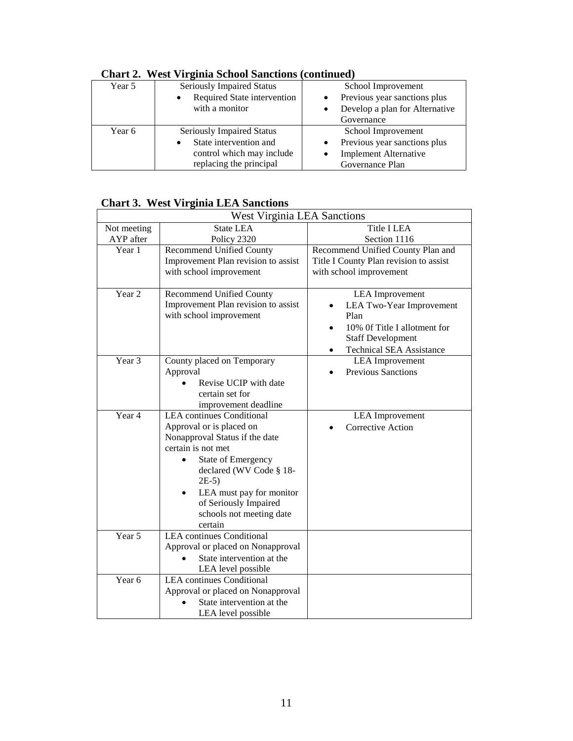**Chart 2. West Virginia School Sanctions (continued)**

| | | |
|---|---|---|
| Year 5 | Seriously Impaired Status<br>• Required State intervention with a monitor | School Improvement<br>• Previous year sanctions plus<br>• Develop a plan for Alternative Governance |
| Year 6 | Seriously Impaired Status<br>• State intervention and control which may include replacing the principal | School Improvement<br>• Previous year sanctions plus<br>• Implement Alternative Governance Plan |

**Chart 3. West Virginia LEA Sanctions**

| West Virginia LEA Sanctions | | |
|---|---|---|
| Not meeting AYP after | State LEA Policy 2320 | Title I LEA Section 1116 |
| Year 1 | Recommend Unified County Improvement Plan revision to assist with school improvement | Recommend Unified County Plan and Title I County Plan revision to assist with school improvement |
| Year 2 | Recommend Unified County Improvement Plan revision to assist with school improvement | LEA Improvement<br>• LEA Two-Year Improvement Plan<br>• 10% 0f Title I allotment for Staff Development<br>• Technical SEA Assistance |
| Year 3 | County placed on Temporary Approval<br>• Revise UCIP with date certain set for improvement deadline | LEA Improvement<br>• Previous Sanctions |
| Year 4 | LEA continues Conditional Approval or is placed on Nonapproval Status if the date certain is not met<br>• State of Emergency declared (WV Code § 18-2E-5)<br>• LEA must pay for monitor of Seriously Impaired schools not meeting date certain | LEA Improvement<br>• Corrective Action |
| Year 5 | LEA continues Conditional Approval or placed on Nonapproval<br>• State intervention at the LEA level possible | |
| Year 6 | LEA continues Conditional Approval or placed on Nonapproval<br>• State intervention at the LEA level possible | |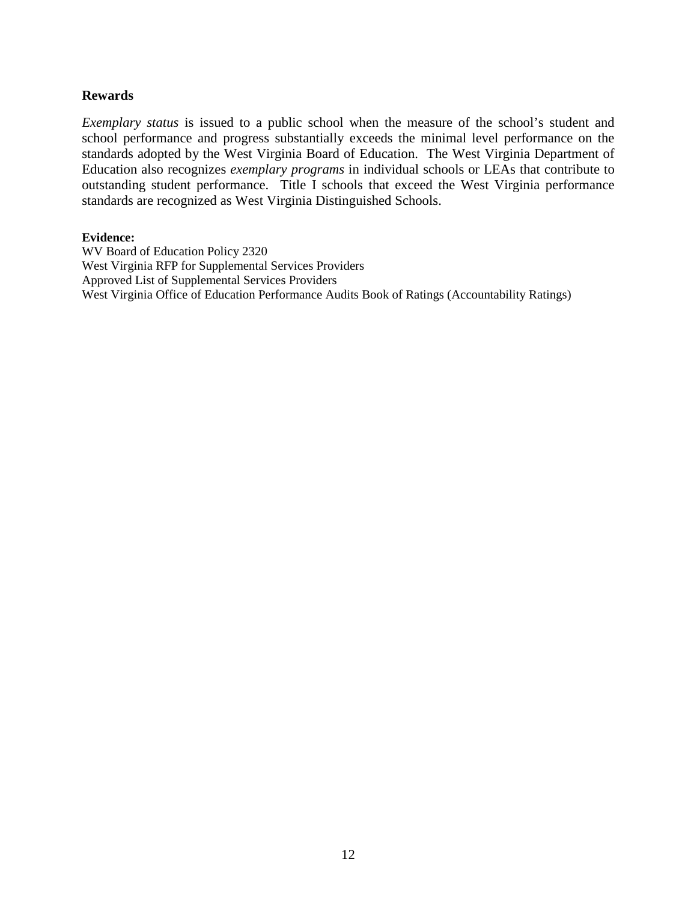**Rewards**

*Exemplary status* is issued to a public school when the measure of the school's student and school performance and progress substantially exceeds the minimal level performance on the standards adopted by the West Virginia Board of Education. The West Virginia Department of Education also recognizes *exemplary programs* in individual schools or LEAs that contribute to outstanding student performance. Title I schools that exceed the West Virginia performance standards are recognized as West Virginia Distinguished Schools.

**Evidence:**
WV Board of Education Policy 2320
West Virginia RFP for Supplemental Services Providers
Approved List of Supplemental Services Providers
West Virginia Office of Education Performance Audits Book of Ratings (Accountability Ratings)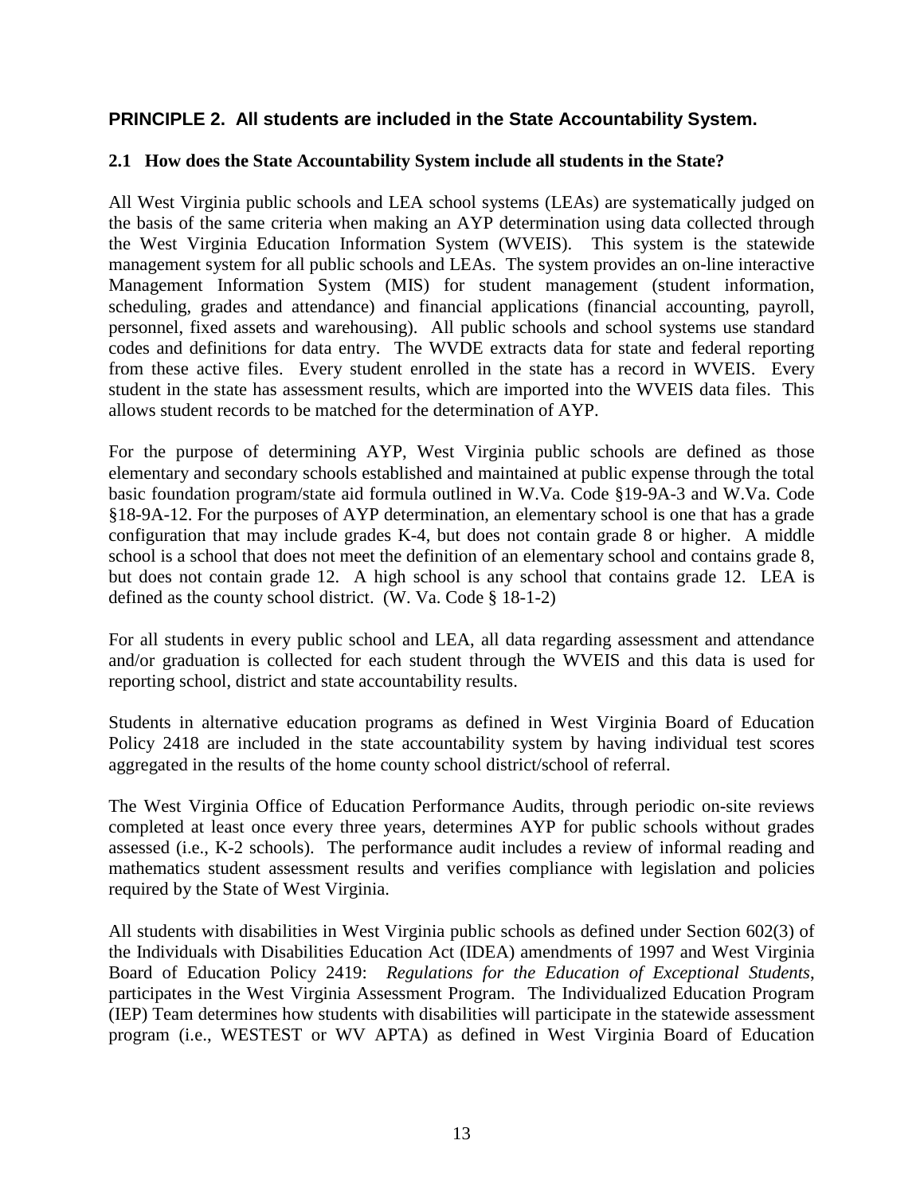## PRINCIPLE 2. All students are included in the State Accountability System.

### 2.1 How does the State Accountability System include all students in the State?

All West Virginia public schools and LEA school systems (LEAs) are systematically judged on the basis of the same criteria when making an AYP determination using data collected through the West Virginia Education Information System (WVEIS). This system is the statewide management system for all public schools and LEAs. The system provides an on-line interactive Management Information System (MIS) for student management (student information, scheduling, grades and attendance) and financial applications (financial accounting, payroll, personnel, fixed assets and warehousing). All public schools and school systems use standard codes and definitions for data entry. The WVDE extracts data for state and federal reporting from these active files. Every student enrolled in the state has a record in WVEIS. Every student in the state has assessment results, which are imported into the WVEIS data files. This allows student records to be matched for the determination of AYP.

For the purpose of determining AYP, West Virginia public schools are defined as those elementary and secondary schools established and maintained at public expense through the total basic foundation program/state aid formula outlined in W.Va. Code §19-9A-3 and W.Va. Code §18-9A-12. For the purposes of AYP determination, an elementary school is one that has a grade configuration that may include grades K-4, but does not contain grade 8 or higher. A middle school is a school that does not meet the definition of an elementary school and contains grade 8, but does not contain grade 12. A high school is any school that contains grade 12. LEA is defined as the county school district. (W. Va. Code § 18-1-2)

For all students in every public school and LEA, all data regarding assessment and attendance and/or graduation is collected for each student through the WVEIS and this data is used for reporting school, district and state accountability results.

Students in alternative education programs as defined in West Virginia Board of Education Policy 2418 are included in the state accountability system by having individual test scores aggregated in the results of the home county school district/school of referral.

The West Virginia Office of Education Performance Audits, through periodic on-site reviews completed at least once every three years, determines AYP for public schools without grades assessed (i.e., K-2 schools). The performance audit includes a review of informal reading and mathematics student assessment results and verifies compliance with legislation and policies required by the State of West Virginia.

All students with disabilities in West Virginia public schools as defined under Section 602(3) of the Individuals with Disabilities Education Act (IDEA) amendments of 1997 and West Virginia Board of Education Policy 2419: *Regulations for the Education of Exceptional Students*, participates in the West Virginia Assessment Program. The Individualized Education Program (IEP) Team determines how students with disabilities will participate in the statewide assessment program (i.e., WESTEST or WV APTA) as defined in West Virginia Board of Education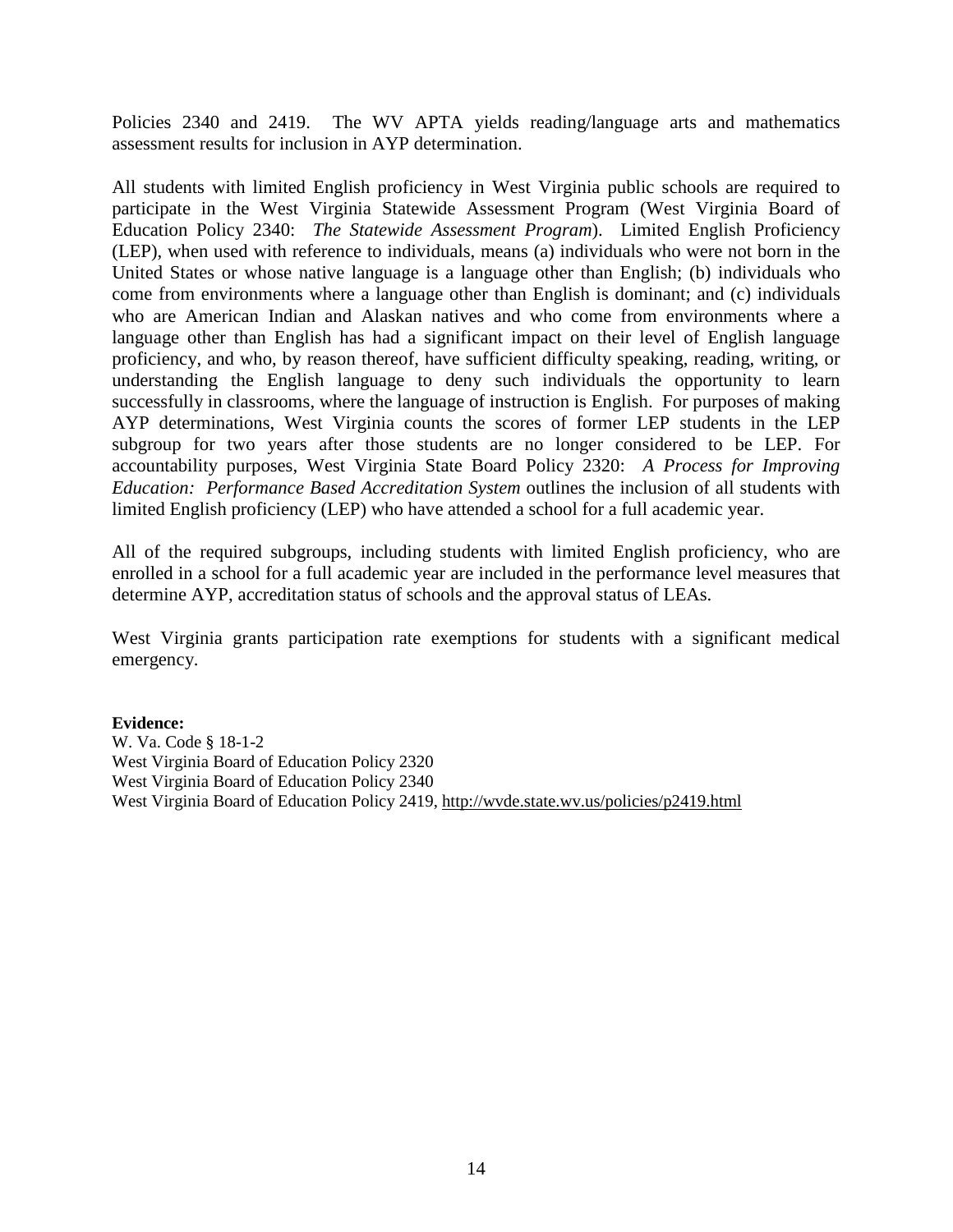Policies 2340 and 2419. The WV APTA yields reading/language arts and mathematics assessment results for inclusion in AYP determination.

All students with limited English proficiency in West Virginia public schools are required to participate in the West Virginia Statewide Assessment Program (West Virginia Board of Education Policy 2340: *The Statewide Assessment Program*). Limited English Proficiency (LEP), when used with reference to individuals, means (a) individuals who were not born in the United States or whose native language is a language other than English; (b) individuals who come from environments where a language other than English is dominant; and (c) individuals who are American Indian and Alaskan natives and who come from environments where a language other than English has had a significant impact on their level of English language proficiency, and who, by reason thereof, have sufficient difficulty speaking, reading, writing, or understanding the English language to deny such individuals the opportunity to learn successfully in classrooms, where the language of instruction is English. For purposes of making AYP determinations, West Virginia counts the scores of former LEP students in the LEP subgroup for two years after those students are no longer considered to be LEP. For accountability purposes, West Virginia State Board Policy 2320: *A Process for Improving Education: Performance Based Accreditation System* outlines the inclusion of all students with limited English proficiency (LEP) who have attended a school for a full academic year.

All of the required subgroups, including students with limited English proficiency, who are enrolled in a school for a full academic year are included in the performance level measures that determine AYP, accreditation status of schools and the approval status of LEAs.

West Virginia grants participation rate exemptions for students with a significant medical emergency.

**Evidence:**
W. Va. Code § 18-1-2
West Virginia Board of Education Policy 2320
West Virginia Board of Education Policy 2340
West Virginia Board of Education Policy 2419, http://wvde.state.wv.us/policies/p2419.html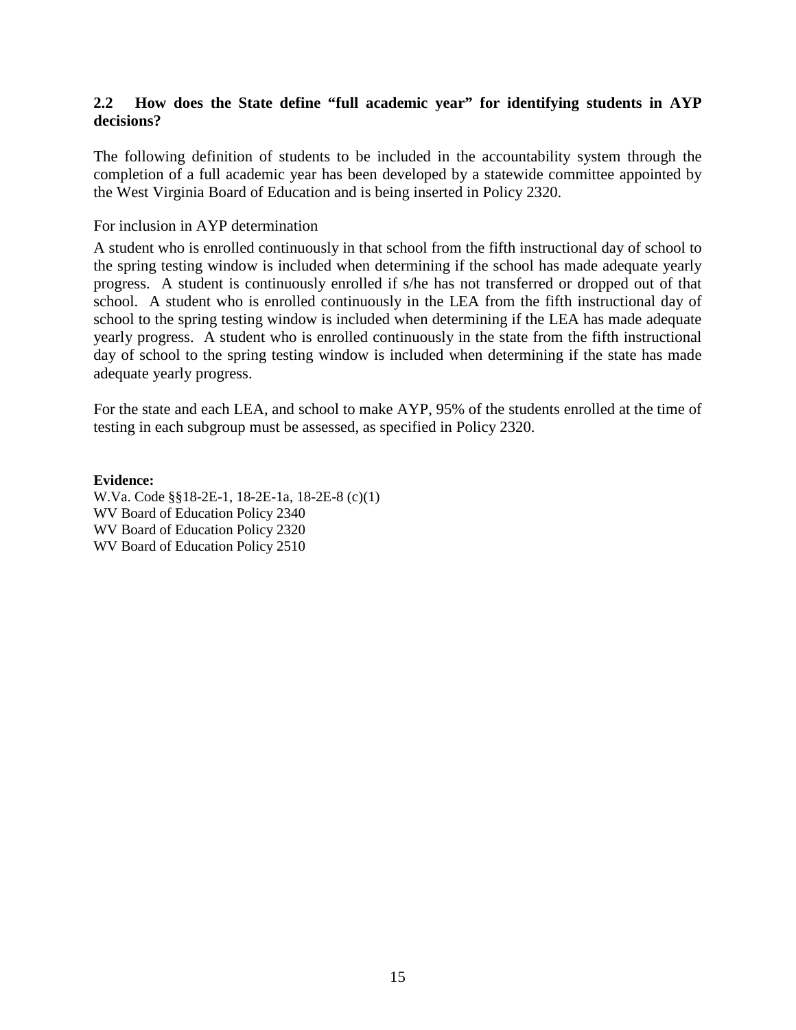**2.2 How does the State define "full academic year" for identifying students in AYP decisions?**

The following definition of students to be included in the accountability system through the completion of a full academic year has been developed by a statewide committee appointed by the West Virginia Board of Education and is being inserted in Policy 2320.

For inclusion in AYP determination

A student who is enrolled continuously in that school from the fifth instructional day of school to the spring testing window is included when determining if the school has made adequate yearly progress. A student is continuously enrolled if s/he has not transferred or dropped out of that school. A student who is enrolled continuously in the LEA from the fifth instructional day of school to the spring testing window is included when determining if the LEA has made adequate yearly progress. A student who is enrolled continuously in the state from the fifth instructional day of school to the spring testing window is included when determining if the state has made adequate yearly progress.

For the state and each LEA, and school to make AYP, 95% of the students enrolled at the time of testing in each subgroup must be assessed, as specified in Policy 2320.

**Evidence:**

W.Va. Code §§18-2E-1, 18-2E-1a, 18-2E-8 (c)(1)
WV Board of Education Policy 2340
WV Board of Education Policy 2320
WV Board of Education Policy 2510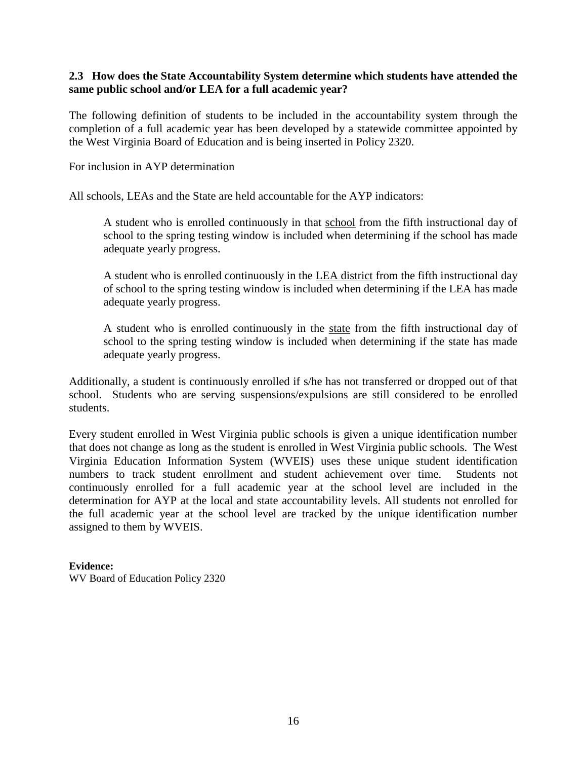**2.3 How does the State Accountability System determine which students have attended the same public school and/or LEA for a full academic year?**

The following definition of students to be included in the accountability system through the completion of a full academic year has been developed by a statewide committee appointed by the West Virginia Board of Education and is being inserted in Policy 2320.

For inclusion in AYP determination

All schools, LEAs and the State are held accountable for the AYP indicators:

> A student who is enrolled continuously in that <u>school</u> from the fifth instructional day of school to the spring testing window is included when determining if the school has made adequate yearly progress.
>
> A student who is enrolled continuously in the <u>LEA district</u> from the fifth instructional day of school to the spring testing window is included when determining if the LEA has made adequate yearly progress.
>
> A student who is enrolled continuously in the <u>state</u> from the fifth instructional day of school to the spring testing window is included when determining if the state has made adequate yearly progress.

Additionally, a student is continuously enrolled if s/he has not transferred or dropped out of that school. Students who are serving suspensions/expulsions are still considered to be enrolled students.

Every student enrolled in West Virginia public schools is given a unique identification number that does not change as long as the student is enrolled in West Virginia public schools. The West Virginia Education Information System (WVEIS) uses these unique student identification numbers to track student enrollment and student achievement over time. Students not continuously enrolled for a full academic year at the school level are included in the determination for AYP at the local and state accountability levels. All students not enrolled for the full academic year at the school level are tracked by the unique identification number assigned to them by WVEIS.

**Evidence:**
WV Board of Education Policy 2320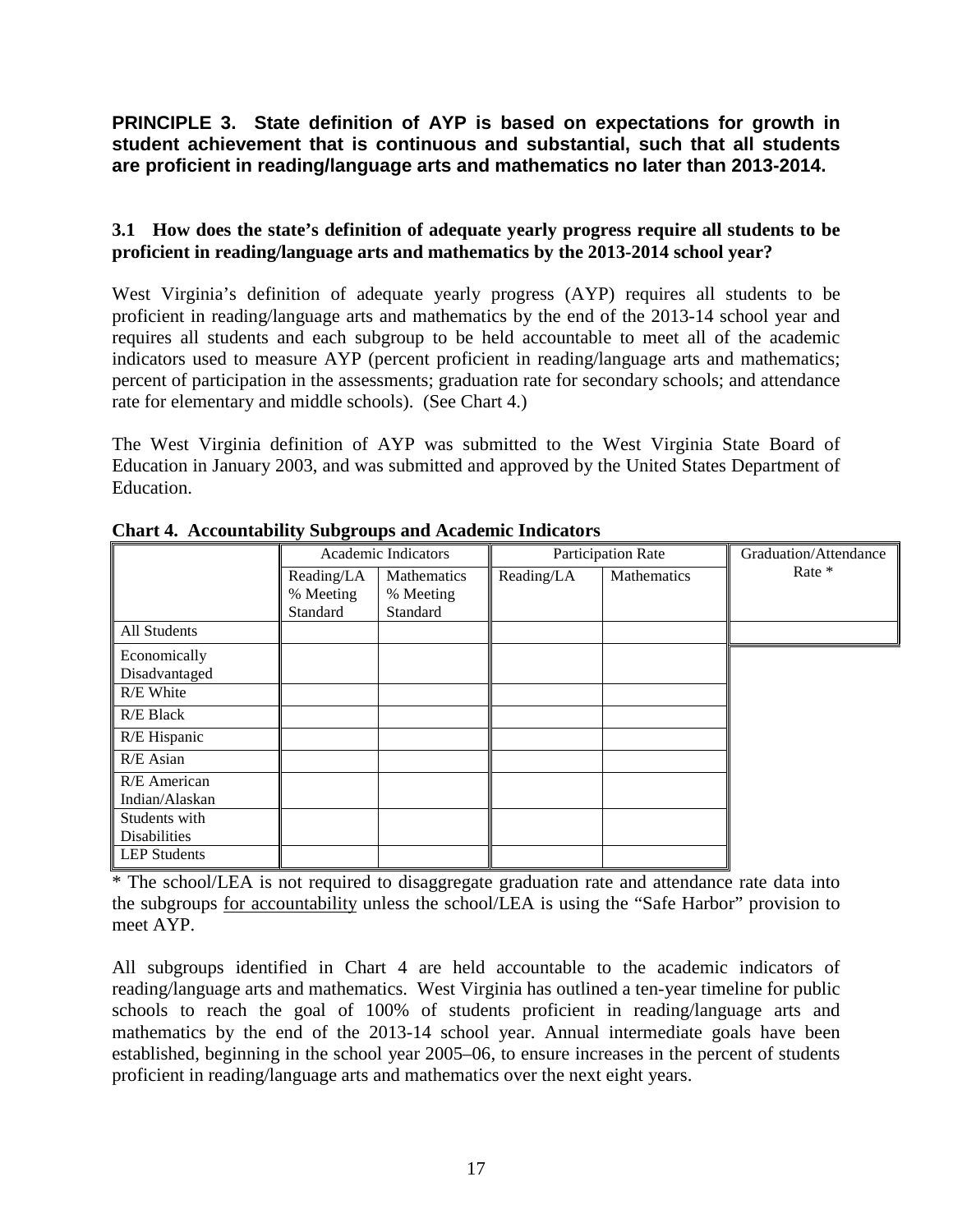**PRINCIPLE 3. State definition of AYP is based on expectations for growth in student achievement that is continuous and substantial, such that all students are proficient in reading/language arts and mathematics no later than 2013-2014.**

### 3.1 How does the state's definition of adequate yearly progress require all students to be proficient in reading/language arts and mathematics by the 2013-2014 school year?

West Virginia's definition of adequate yearly progress (AYP) requires all students to be proficient in reading/language arts and mathematics by the end of the 2013-14 school year and requires all students and each subgroup to be held accountable to meet all of the academic indicators used to measure AYP (percent proficient in reading/language arts and mathematics; percent of participation in the assessments; graduation rate for secondary schools; and attendance rate for elementary and middle schools). (See Chart 4.)

The West Virginia definition of AYP was submitted to the West Virginia State Board of Education in January 2003, and was submitted and approved by the United States Department of Education.

**Chart 4. Accountability Subgroups and Academic Indicators**

| | Academic Indicators | | Participation Rate | | Graduation/Attendance Rate * |
|---|---|---|---|---|---|
| | Reading/LA % Meeting Standard | Mathematics % Meeting Standard | Reading/LA | Mathematics | |
| All Students | | | | | |
| Economically Disadvantaged | | | | | |
| R/E White | | | | | |
| R/E Black | | | | | |
| R/E Hispanic | | | | | |
| R/E Asian | | | | | |
| R/E American Indian/Alaskan | | | | | |
| Students with Disabilities | | | | | |
| LEP Students | | | | | |

* The school/LEA is not required to disaggregate graduation rate and attendance rate data into the subgroups for accountability unless the school/LEA is using the "Safe Harbor" provision to meet AYP.

All subgroups identified in Chart 4 are held accountable to the academic indicators of reading/language arts and mathematics. West Virginia has outlined a ten-year timeline for public schools to reach the goal of 100% of students proficient in reading/language arts and mathematics by the end of the 2013-14 school year. Annual intermediate goals have been established, beginning in the school year 2005–06, to ensure increases in the percent of students proficient in reading/language arts and mathematics over the next eight years.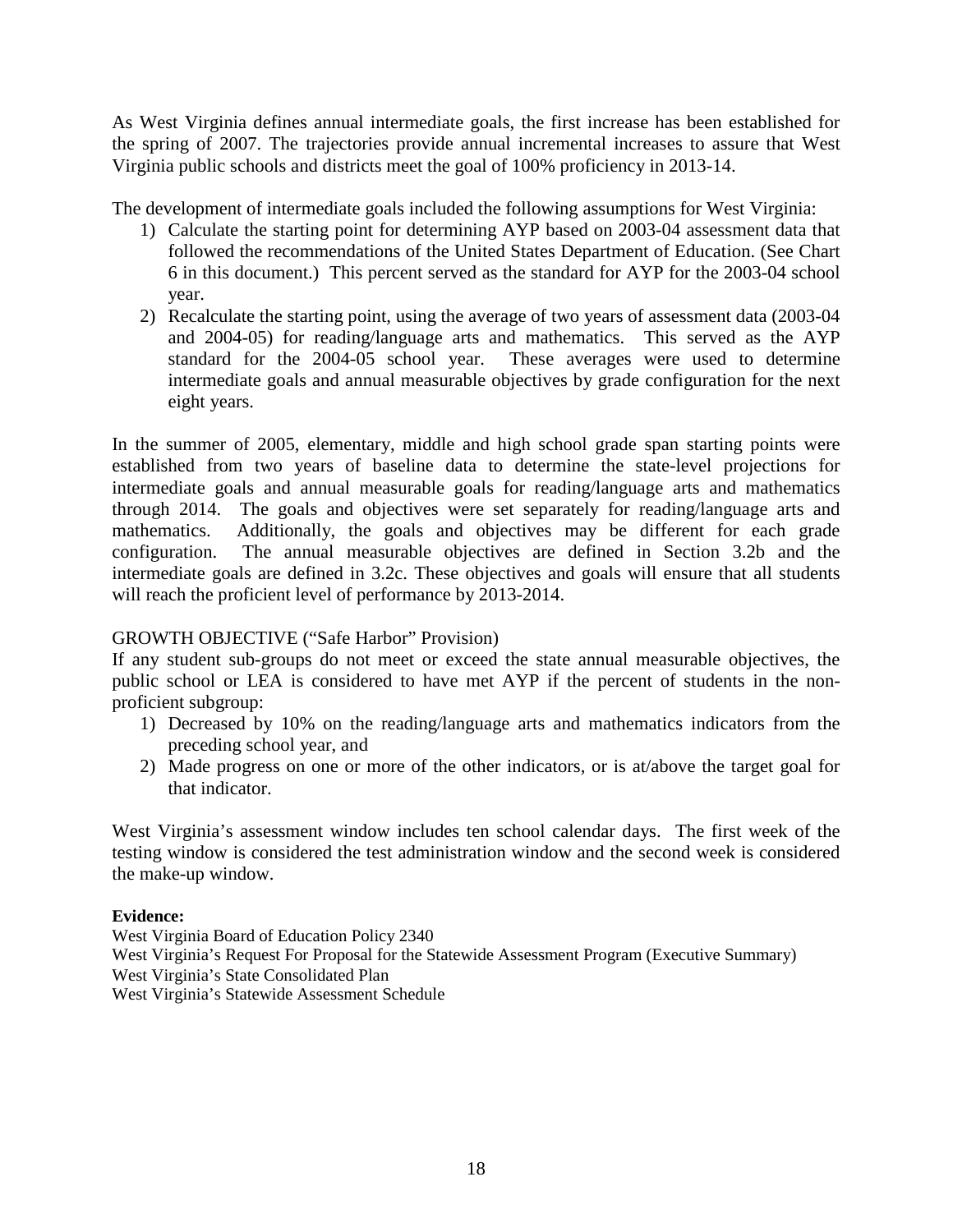As West Virginia defines annual intermediate goals, the first increase has been established for the spring of 2007. The trajectories provide annual incremental increases to assure that West Virginia public schools and districts meet the goal of 100% proficiency in 2013-14.

The development of intermediate goals included the following assumptions for West Virginia:

1) Calculate the starting point for determining AYP based on 2003-04 assessment data that followed the recommendations of the United States Department of Education. (See Chart 6 in this document.) This percent served as the standard for AYP for the 2003-04 school year.
2) Recalculate the starting point, using the average of two years of assessment data (2003-04 and 2004-05) for reading/language arts and mathematics. This served as the AYP standard for the 2004-05 school year. These averages were used to determine intermediate goals and annual measurable objectives by grade configuration for the next eight years.

In the summer of 2005, elementary, middle and high school grade span starting points were established from two years of baseline data to determine the state-level projections for intermediate goals and annual measurable goals for reading/language arts and mathematics through 2014. The goals and objectives were set separately for reading/language arts and mathematics. Additionally, the goals and objectives may be different for each grade configuration. The annual measurable objectives are defined in Section 3.2b and the intermediate goals are defined in 3.2c. These objectives and goals will ensure that all students will reach the proficient level of performance by 2013-2014.

GROWTH OBJECTIVE ("Safe Harbor" Provision)

If any student sub-groups do not meet or exceed the state annual measurable objectives, the public school or LEA is considered to have met AYP if the percent of students in the non-proficient subgroup:

1) Decreased by 10% on the reading/language arts and mathematics indicators from the preceding school year, and
2) Made progress on one or more of the other indicators, or is at/above the target goal for that indicator.

West Virginia's assessment window includes ten school calendar days. The first week of the testing window is considered the test administration window and the second week is considered the make-up window.

**Evidence:**

West Virginia Board of Education Policy 2340
West Virginia's Request For Proposal for the Statewide Assessment Program (Executive Summary)
West Virginia's State Consolidated Plan
West Virginia's Statewide Assessment Schedule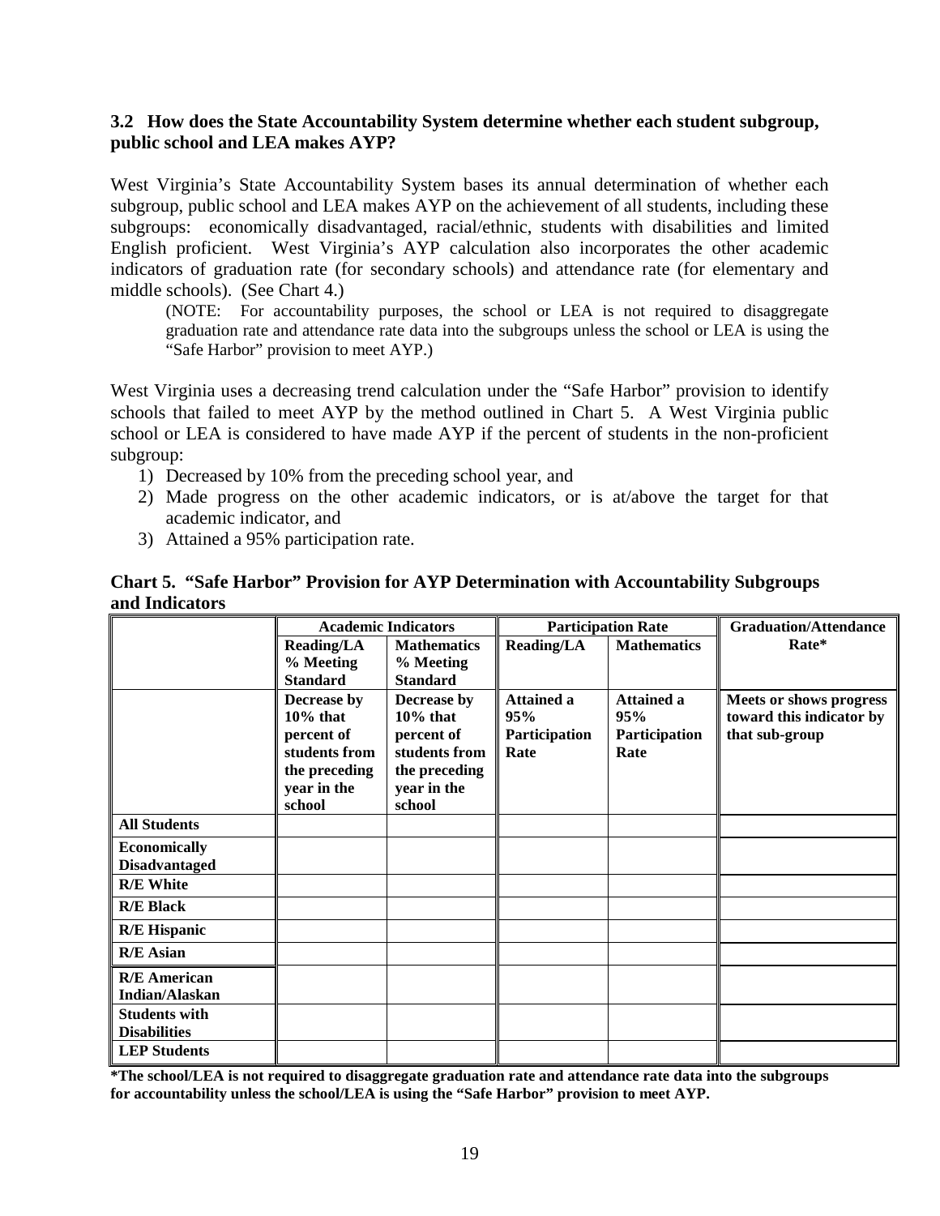### 3.2 How does the State Accountability System determine whether each student subgroup, public school and LEA makes AYP?

West Virginia's State Accountability System bases its annual determination of whether each subgroup, public school and LEA makes AYP on the achievement of all students, including these subgroups: economically disadvantaged, racial/ethnic, students with disabilities and limited English proficient. West Virginia's AYP calculation also incorporates the other academic indicators of graduation rate (for secondary schools) and attendance rate (for elementary and middle schools). (See Chart 4.)

> (NOTE: For accountability purposes, the school or LEA is not required to disaggregate graduation rate and attendance rate data into the subgroups unless the school or LEA is using the "Safe Harbor" provision to meet AYP.)

West Virginia uses a decreasing trend calculation under the "Safe Harbor" provision to identify schools that failed to meet AYP by the method outlined in Chart 5. A West Virginia public school or LEA is considered to have made AYP if the percent of students in the non-proficient subgroup:

1) Decreased by 10% from the preceding school year, and
2) Made progress on the other academic indicators, or is at/above the target for that academic indicator, and
3) Attained a 95% participation rate.

**Chart 5. "Safe Harbor" Provision for AYP Determination with Accountability Subgroups and Indicators**

| | Academic Indicators | | Participation Rate | | Graduation/Attendance Rate* |
|---|---|---|---|---|---|
| | Reading/LA % Meeting Standard | Mathematics % Meeting Standard | Reading/LA | Mathematics | |
| | Decrease by 10% that percent of students from the preceding year in the school | Decrease by 10% that percent of students from the preceding year in the school | Attained a 95% Participation Rate | Attained a 95% Participation Rate | Meets or shows progress toward this indicator by that sub-group |
| **All Students** | | | | | |
| **Economically Disadvantaged** | | | | | |
| **R/E White** | | | | | |
| **R/E Black** | | | | | |
| **R/E Hispanic** | | | | | |
| **R/E Asian** | | | | | |
| **R/E American Indian/Alaskan** | | | | | |
| **Students with Disabilities** | | | | | |
| **LEP Students** | | | | | |

**\*The school/LEA is not required to disaggregate graduation rate and attendance rate data into the subgroups for accountability unless the school/LEA is using the "Safe Harbor" provision to meet AYP.**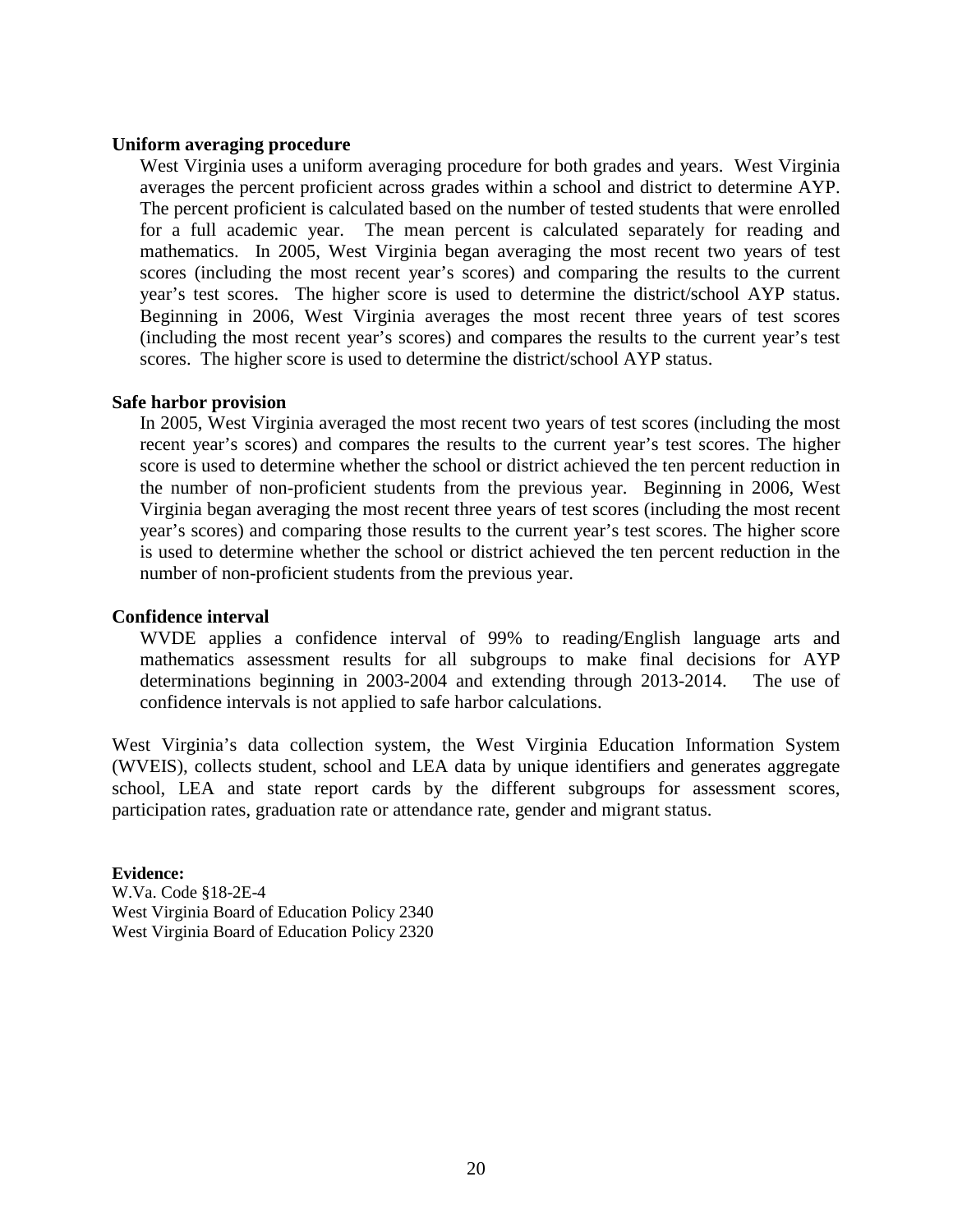**Uniform averaging procedure**

West Virginia uses a uniform averaging procedure for both grades and years. West Virginia averages the percent proficient across grades within a school and district to determine AYP. The percent proficient is calculated based on the number of tested students that were enrolled for a full academic year. The mean percent is calculated separately for reading and mathematics. In 2005, West Virginia began averaging the most recent two years of test scores (including the most recent year's scores) and comparing the results to the current year's test scores. The higher score is used to determine the district/school AYP status. Beginning in 2006, West Virginia averages the most recent three years of test scores (including the most recent year's scores) and compares the results to the current year's test scores. The higher score is used to determine the district/school AYP status.

**Safe harbor provision**

In 2005, West Virginia averaged the most recent two years of test scores (including the most recent year's scores) and compares the results to the current year's test scores. The higher score is used to determine whether the school or district achieved the ten percent reduction in the number of non-proficient students from the previous year. Beginning in 2006, West Virginia began averaging the most recent three years of test scores (including the most recent year's scores) and comparing those results to the current year's test scores. The higher score is used to determine whether the school or district achieved the ten percent reduction in the number of non-proficient students from the previous year.

**Confidence interval**

WVDE applies a confidence interval of 99% to reading/English language arts and mathematics assessment results for all subgroups to make final decisions for AYP determinations beginning in 2003-2004 and extending through 2013-2014. The use of confidence intervals is not applied to safe harbor calculations.

West Virginia's data collection system, the West Virginia Education Information System (WVEIS), collects student, school and LEA data by unique identifiers and generates aggregate school, LEA and state report cards by the different subgroups for assessment scores, participation rates, graduation rate or attendance rate, gender and migrant status.

**Evidence:**
W.Va. Code §18-2E-4
West Virginia Board of Education Policy 2340
West Virginia Board of Education Policy 2320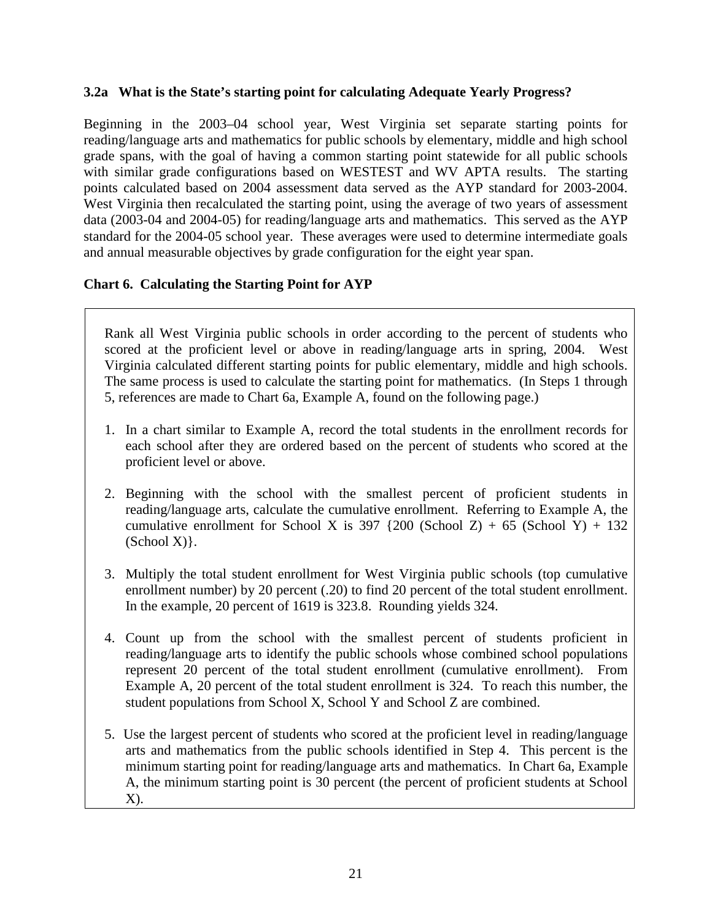### 3.2a What is the State's starting point for calculating Adequate Yearly Progress?

Beginning in the 2003–04 school year, West Virginia set separate starting points for reading/language arts and mathematics for public schools by elementary, middle and high school grade spans, with the goal of having a common starting point statewide for all public schools with similar grade configurations based on WESTEST and WV APTA results. The starting points calculated based on 2004 assessment data served as the AYP standard for 2003-2004. West Virginia then recalculated the starting point, using the average of two years of assessment data (2003-04 and 2004-05) for reading/language arts and mathematics. This served as the AYP standard for the 2004-05 school year. These averages were used to determine intermediate goals and annual measurable objectives by grade configuration for the eight year span.

**Chart 6. Calculating the Starting Point for AYP**

Rank all West Virginia public schools in order according to the percent of students who scored at the proficient level or above in reading/language arts in spring, 2004. West Virginia calculated different starting points for public elementary, middle and high schools. The same process is used to calculate the starting point for mathematics. (In Steps 1 through 5, references are made to Chart 6a, Example A, found on the following page.)

1. In a chart similar to Example A, record the total students in the enrollment records for each school after they are ordered based on the percent of students who scored at the proficient level or above.

2. Beginning with the school with the smallest percent of proficient students in reading/language arts, calculate the cumulative enrollment. Referring to Example A, the cumulative enrollment for School X is 397 {200 (School Z) + 65 (School Y) + 132 (School X)}.

3. Multiply the total student enrollment for West Virginia public schools (top cumulative enrollment number) by 20 percent (.20) to find 20 percent of the total student enrollment. In the example, 20 percent of 1619 is 323.8. Rounding yields 324.

4. Count up from the school with the smallest percent of students proficient in reading/language arts to identify the public schools whose combined school populations represent 20 percent of the total student enrollment (cumulative enrollment). From Example A, 20 percent of the total student enrollment is 324. To reach this number, the student populations from School X, School Y and School Z are combined.

5. Use the largest percent of students who scored at the proficient level in reading/language arts and mathematics from the public schools identified in Step 4. This percent is the minimum starting point for reading/language arts and mathematics. In Chart 6a, Example A, the minimum starting point is 30 percent (the percent of proficient students at School X).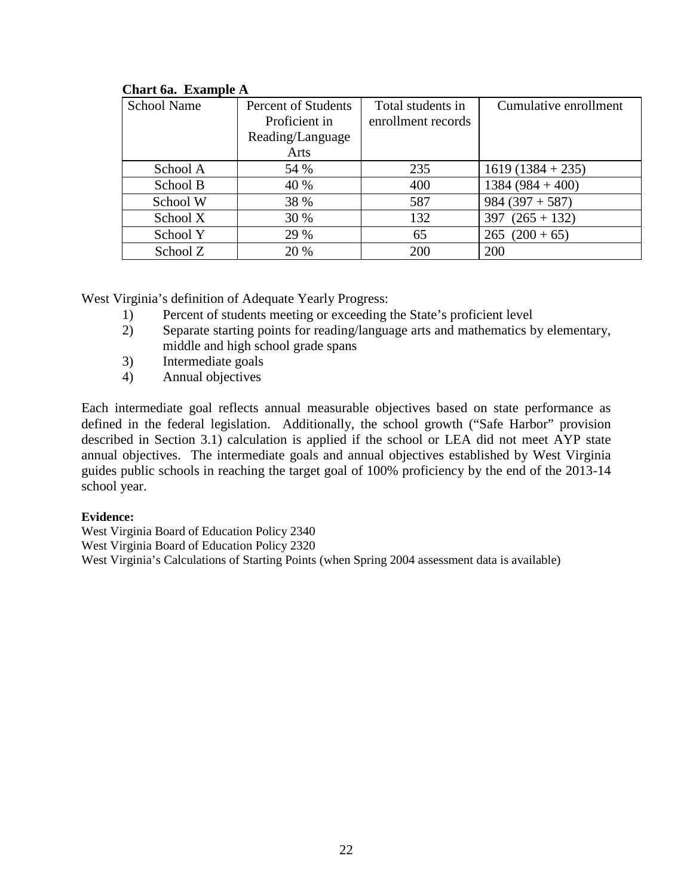**Chart 6a. Example A**

| School Name | Percent of Students Proficient in Reading/Language Arts | Total students in enrollment records | Cumulative enrollment |
|---|---|---|---|
| School A | 54 % | 235 | 1619 (1384 + 235) |
| School B | 40 % | 400 | 1384 (984 + 400) |
| School W | 38 % | 587 | 984 (397 + 587) |
| School X | 30 % | 132 | 397 (265 + 132) |
| School Y | 29 % | 65 | 265 (200 + 65) |
| School Z | 20 % | 200 | 200 |

West Virginia's definition of Adequate Yearly Progress:

1) Percent of students meeting or exceeding the State's proficient level
2) Separate starting points for reading/language arts and mathematics by elementary, middle and high school grade spans
3) Intermediate goals
4) Annual objectives

Each intermediate goal reflects annual measurable objectives based on state performance as defined in the federal legislation. Additionally, the school growth ("Safe Harbor" provision described in Section 3.1) calculation is applied if the school or LEA did not meet AYP state annual objectives. The intermediate goals and annual objectives established by West Virginia guides public schools in reaching the target goal of 100% proficiency by the end of the 2013-14 school year.

**Evidence:**

West Virginia Board of Education Policy 2340
West Virginia Board of Education Policy 2320
West Virginia's Calculations of Starting Points (when Spring 2004 assessment data is available)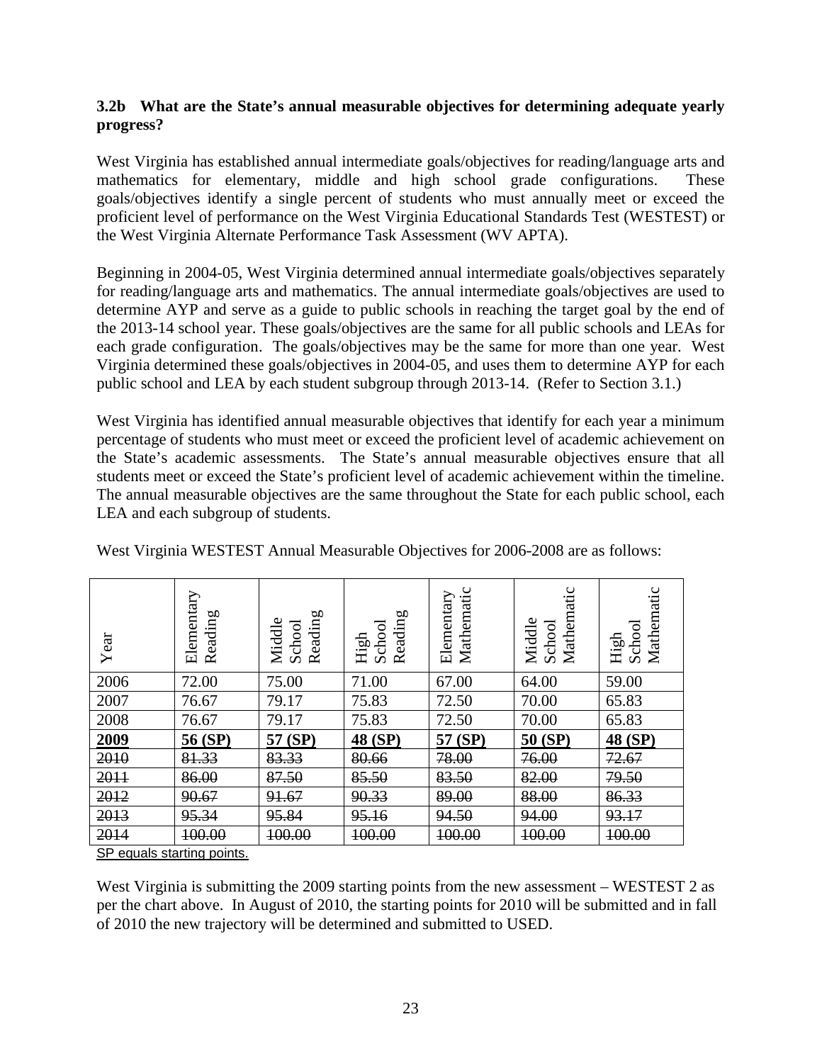**3.2b What are the State's annual measurable objectives for determining adequate yearly progress?**

West Virginia has established annual intermediate goals/objectives for reading/language arts and mathematics for elementary, middle and high school grade configurations. These goals/objectives identify a single percent of students who must annually meet or exceed the proficient level of performance on the West Virginia Educational Standards Test (WESTEST) or the West Virginia Alternate Performance Task Assessment (WV APTA).

Beginning in 2004-05, West Virginia determined annual intermediate goals/objectives separately for reading/language arts and mathematics. The annual intermediate goals/objectives are used to determine AYP and serve as a guide to public schools in reaching the target goal by the end of the 2013-14 school year. These goals/objectives are the same for all public schools and LEAs for each grade configuration. The goals/objectives may be the same for more than one year. West Virginia determined these goals/objectives in 2004-05, and uses them to determine AYP for each public school and LEA by each student subgroup through 2013-14. (Refer to Section 3.1.)

West Virginia has identified annual measurable objectives that identify for each year a minimum percentage of students who must meet or exceed the proficient level of academic achievement on the State's academic assessments. The State's annual measurable objectives ensure that all students meet or exceed the State's proficient level of academic achievement within the timeline. The annual measurable objectives are the same throughout the State for each public school, each LEA and each subgroup of students.

West Virginia WESTEST Annual Measurable Objectives for 2006-2008 are as follows:

| Year | Elementary Reading | Middle School Reading | High School Reading | Elementary Mathematic | Middle School Mathematic | High School Mathematic |
|---|---|---|---|---|---|---|
| 2006 | 72.00 | 75.00 | 71.00 | 67.00 | 64.00 | 59.00 |
| 2007 | 76.67 | 79.17 | 75.83 | 72.50 | 70.00 | 65.83 |
| 2008 | 76.67 | 79.17 | 75.83 | 72.50 | 70.00 | 65.83 |
| **2009** | **56 (SP)** | **57 (SP)** | **48 (SP)** | **57 (SP)** | **50 (SP)** | **48 (SP)** |
| ~~2010~~ | ~~81.33~~ | ~~83.33~~ | ~~80.66~~ | ~~78.00~~ | ~~76.00~~ | ~~72.67~~ |
| ~~2011~~ | ~~86.00~~ | ~~87.50~~ | ~~85.50~~ | ~~83.50~~ | ~~82.00~~ | ~~79.50~~ |
| ~~2012~~ | ~~90.67~~ | ~~91.67~~ | ~~90.33~~ | ~~89.00~~ | ~~88.00~~ | ~~86.33~~ |
| ~~2013~~ | ~~95.34~~ | ~~95.84~~ | ~~95.16~~ | ~~94.50~~ | ~~94.00~~ | ~~93.17~~ |
| ~~2014~~ | ~~100.00~~ | ~~100.00~~ | ~~100.00~~ | ~~100.00~~ | ~~100.00~~ | ~~100.00~~ |

SP equals starting points.

West Virginia is submitting the 2009 starting points from the new assessment – WESTEST 2 as per the chart above. In August of 2010, the starting points for 2010 will be submitted and in fall of 2010 the new trajectory will be determined and submitted to USED.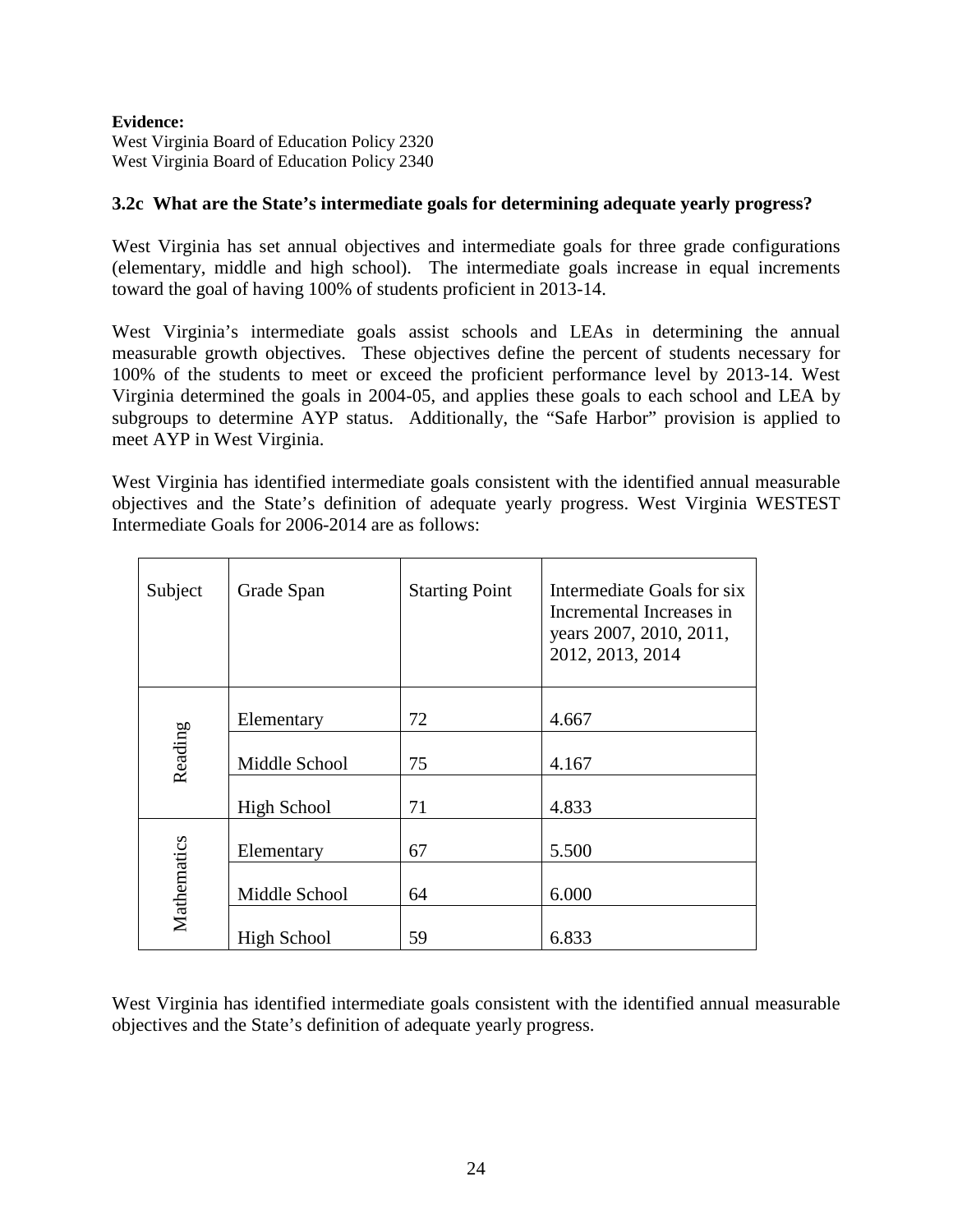**Evidence:**
West Virginia Board of Education Policy 2320
West Virginia Board of Education Policy 2340

### 3.2c What are the State's intermediate goals for determining adequate yearly progress?

West Virginia has set annual objectives and intermediate goals for three grade configurations (elementary, middle and high school). The intermediate goals increase in equal increments toward the goal of having 100% of students proficient in 2013-14.

West Virginia's intermediate goals assist schools and LEAs in determining the annual measurable growth objectives. These objectives define the percent of students necessary for 100% of the students to meet or exceed the proficient performance level by 2013-14. West Virginia determined the goals in 2004-05, and applies these goals to each school and LEA by subgroups to determine AYP status. Additionally, the "Safe Harbor" provision is applied to meet AYP in West Virginia.

West Virginia has identified intermediate goals consistent with the identified annual measurable objectives and the State's definition of adequate yearly progress. West Virginia WESTEST Intermediate Goals for 2006-2014 are as follows:

| Subject | Grade Span | Starting Point | Intermediate Goals for six Incremental Increases in years 2007, 2010, 2011, 2012, 2013, 2014 |
|---|---|---|---|
| Reading | Elementary | 72 | 4.667 |
| | Middle School | 75 | 4.167 |
| | High School | 71 | 4.833 |
| Mathematics | Elementary | 67 | 5.500 |
| | Middle School | 64 | 6.000 |
| | High School | 59 | 6.833 |

West Virginia has identified intermediate goals consistent with the identified annual measurable objectives and the State's definition of adequate yearly progress.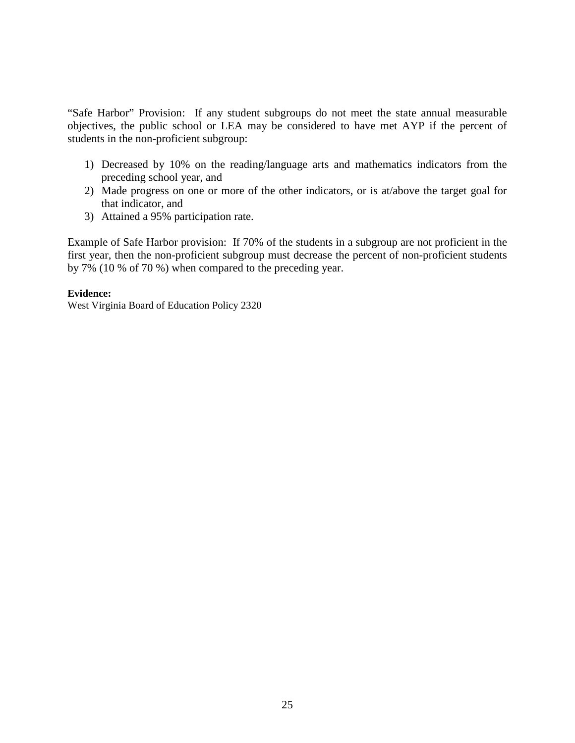"Safe Harbor" Provision: If any student subgroups do not meet the state annual measurable objectives, the public school or LEA may be considered to have met AYP if the percent of students in the non-proficient subgroup:

1) Decreased by 10% on the reading/language arts and mathematics indicators from the preceding school year, and
2) Made progress on one or more of the other indicators, or is at/above the target goal for that indicator, and
3) Attained a 95% participation rate.

Example of Safe Harbor provision: If 70% of the students in a subgroup are not proficient in the first year, then the non-proficient subgroup must decrease the percent of non-proficient students by 7% (10 % of 70 %) when compared to the preceding year.

**Evidence:**
West Virginia Board of Education Policy 2320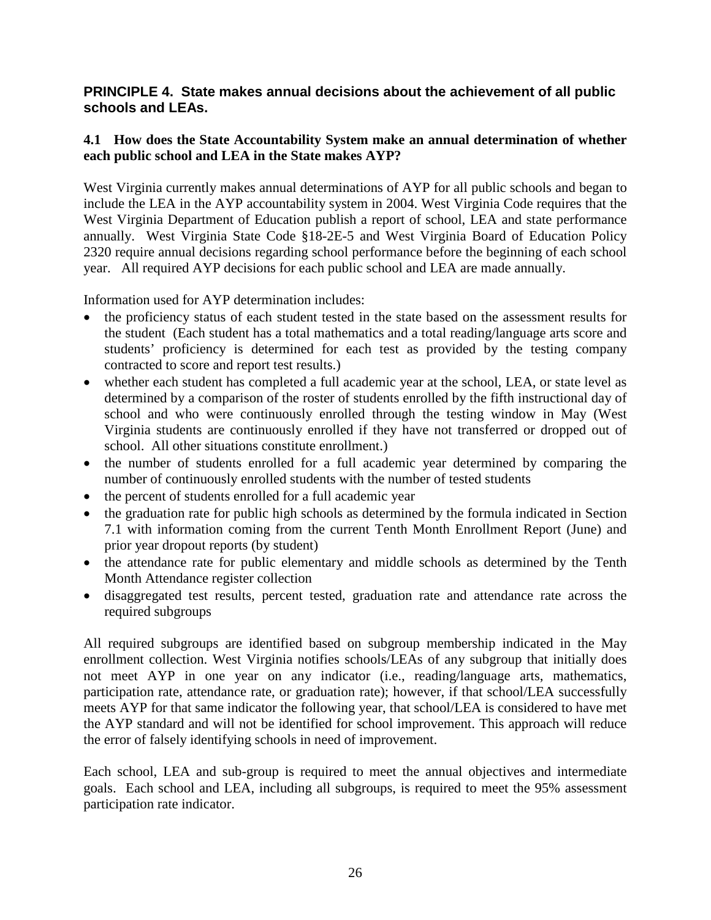## PRINCIPLE 4. State makes annual decisions about the achievement of all public schools and LEAs.

### 4.1 How does the State Accountability System make an annual determination of whether each public school and LEA in the State makes AYP?

West Virginia currently makes annual determinations of AYP for all public schools and began to include the LEA in the AYP accountability system in 2004. West Virginia Code requires that the West Virginia Department of Education publish a report of school, LEA and state performance annually. West Virginia State Code §18-2E-5 and West Virginia Board of Education Policy 2320 require annual decisions regarding school performance before the beginning of each school year. All required AYP decisions for each public school and LEA are made annually.

Information used for AYP determination includes:

- the proficiency status of each student tested in the state based on the assessment results for the student (Each student has a total mathematics and a total reading/language arts score and students' proficiency is determined for each test as provided by the testing company contracted to score and report test results.)
- whether each student has completed a full academic year at the school, LEA, or state level as determined by a comparison of the roster of students enrolled by the fifth instructional day of school and who were continuously enrolled through the testing window in May (West Virginia students are continuously enrolled if they have not transferred or dropped out of school. All other situations constitute enrollment.)
- the number of students enrolled for a full academic year determined by comparing the number of continuously enrolled students with the number of tested students
- the percent of students enrolled for a full academic year
- the graduation rate for public high schools as determined by the formula indicated in Section 7.1 with information coming from the current Tenth Month Enrollment Report (June) and prior year dropout reports (by student)
- the attendance rate for public elementary and middle schools as determined by the Tenth Month Attendance register collection
- disaggregated test results, percent tested, graduation rate and attendance rate across the required subgroups

All required subgroups are identified based on subgroup membership indicated in the May enrollment collection. West Virginia notifies schools/LEAs of any subgroup that initially does not meet AYP in one year on any indicator (i.e., reading/language arts, mathematics, participation rate, attendance rate, or graduation rate); however, if that school/LEA successfully meets AYP for that same indicator the following year, that school/LEA is considered to have met the AYP standard and will not be identified for school improvement. This approach will reduce the error of falsely identifying schools in need of improvement.

Each school, LEA and sub-group is required to meet the annual objectives and intermediate goals. Each school and LEA, including all subgroups, is required to meet the 95% assessment participation rate indicator.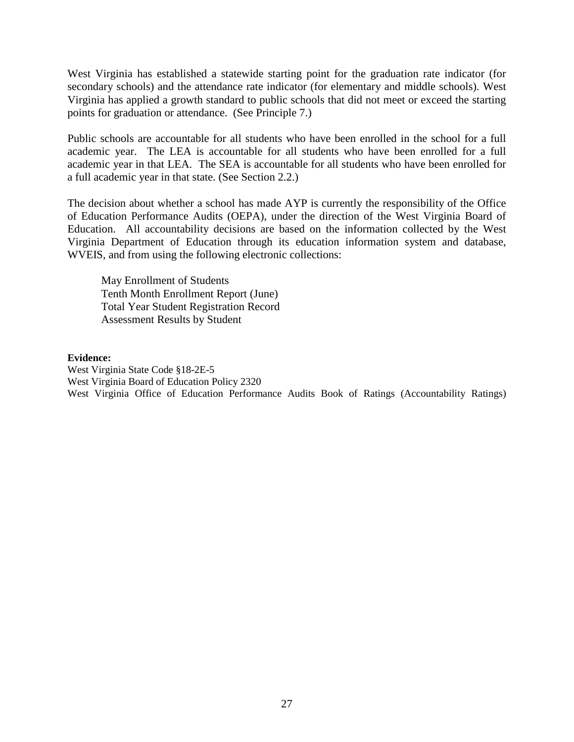West Virginia has established a statewide starting point for the graduation rate indicator (for secondary schools) and the attendance rate indicator (for elementary and middle schools). West Virginia has applied a growth standard to public schools that did not meet or exceed the starting points for graduation or attendance. (See Principle 7.)

Public schools are accountable for all students who have been enrolled in the school for a full academic year. The LEA is accountable for all students who have been enrolled for a full academic year in that LEA. The SEA is accountable for all students who have been enrolled for a full academic year in that state. (See Section 2.2.)

The decision about whether a school has made AYP is currently the responsibility of the Office of Education Performance Audits (OEPA), under the direction of the West Virginia Board of Education. All accountability decisions are based on the information collected by the West Virginia Department of Education through its education information system and database, WVEIS, and from using the following electronic collections:

May Enrollment of Students
Tenth Month Enrollment Report (June)
Total Year Student Registration Record
Assessment Results by Student

**Evidence:**
West Virginia State Code §18-2E-5
West Virginia Board of Education Policy 2320
West Virginia Office of Education Performance Audits Book of Ratings (Accountability Ratings)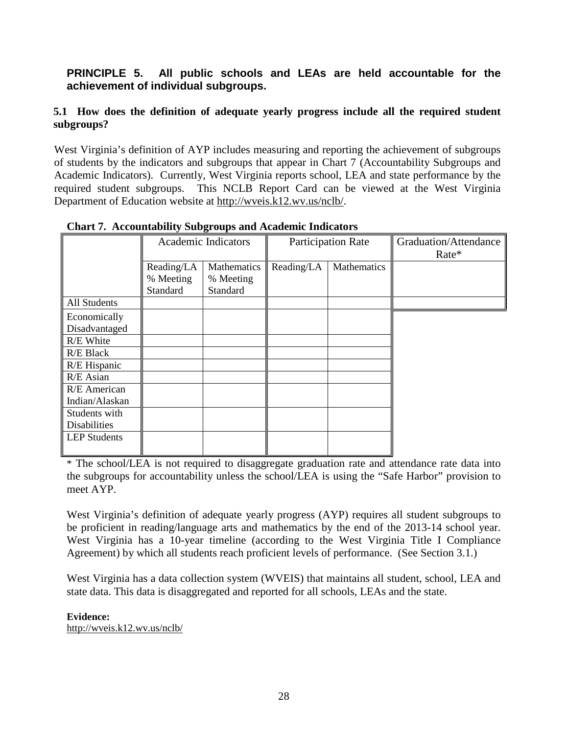### PRINCIPLE 5. All public schools and LEAs are held accountable for the achievement of individual subgroups.

**5.1 How does the definition of adequate yearly progress include all the required student subgroups?**

West Virginia's definition of AYP includes measuring and reporting the achievement of subgroups of students by the indicators and subgroups that appear in Chart 7 (Accountability Subgroups and Academic Indicators). Currently, West Virginia reports school, LEA and state performance by the required student subgroups. This NCLB Report Card can be viewed at the West Virginia Department of Education website at http://wveis.k12.wv.us/nclb/.

**Chart 7. Accountability Subgroups and Academic Indicators**

| | Academic Indicators | | Participation Rate | | Graduation/Attendance Rate* |
|---|---|---|---|---|---|
| | Reading/LA % Meeting Standard | Mathematics % Meeting Standard | Reading/LA | Mathematics | |
| All Students | | | | | |
| Economically Disadvantaged | | | | | |
| R/E White | | | | | |
| R/E Black | | | | | |
| R/E Hispanic | | | | | |
| R/E Asian | | | | | |
| R/E American Indian/Alaskan | | | | | |
| Students with Disabilities | | | | | |
| LEP Students | | | | | |

* The school/LEA is not required to disaggregate graduation rate and attendance rate data into the subgroups for accountability unless the school/LEA is using the "Safe Harbor" provision to meet AYP.

West Virginia's definition of adequate yearly progress (AYP) requires all student subgroups to be proficient in reading/language arts and mathematics by the end of the 2013-14 school year. West Virginia has a 10-year timeline (according to the West Virginia Title I Compliance Agreement) by which all students reach proficient levels of performance. (See Section 3.1.)

West Virginia has a data collection system (WVEIS) that maintains all student, school, LEA and state data. This data is disaggregated and reported for all schools, LEAs and the state.

**Evidence:**
http://wveis.k12.wv.us/nclb/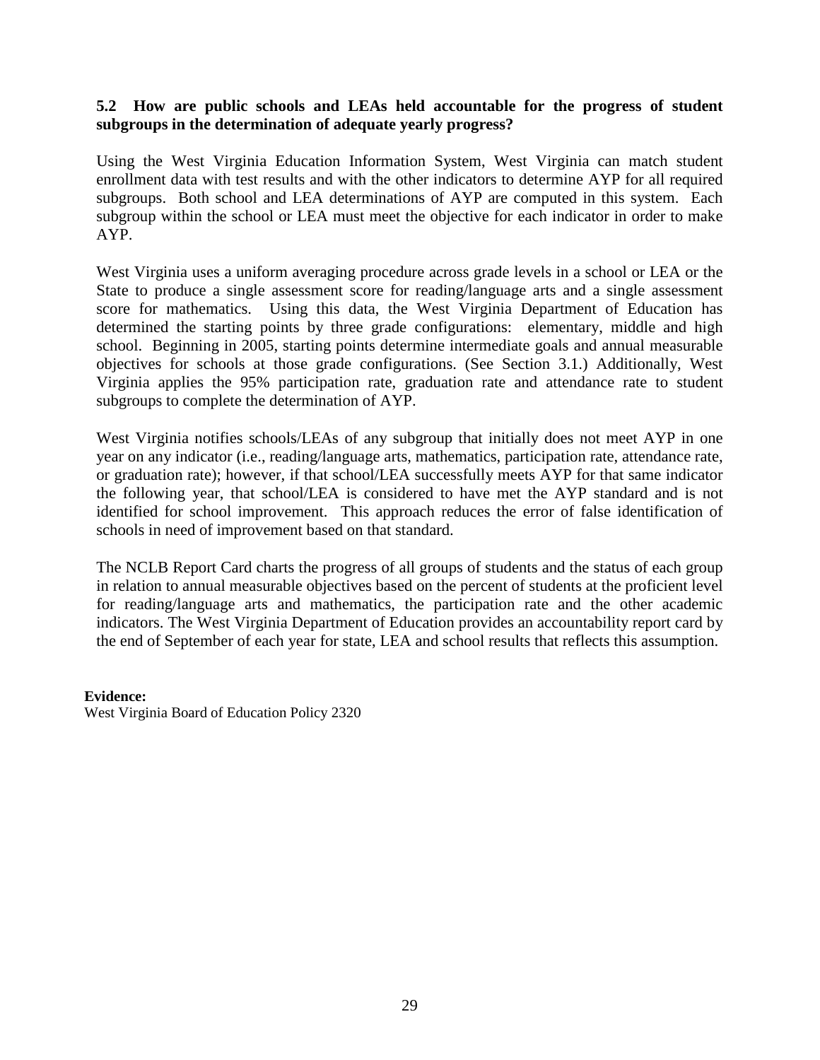### 5.2 How are public schools and LEAs held accountable for the progress of student subgroups in the determination of adequate yearly progress?

Using the West Virginia Education Information System, West Virginia can match student enrollment data with test results and with the other indicators to determine AYP for all required subgroups. Both school and LEA determinations of AYP are computed in this system. Each subgroup within the school or LEA must meet the objective for each indicator in order to make AYP.

West Virginia uses a uniform averaging procedure across grade levels in a school or LEA or the State to produce a single assessment score for reading/language arts and a single assessment score for mathematics. Using this data, the West Virginia Department of Education has determined the starting points by three grade configurations: elementary, middle and high school. Beginning in 2005, starting points determine intermediate goals and annual measurable objectives for schools at those grade configurations. (See Section 3.1.) Additionally, West Virginia applies the 95% participation rate, graduation rate and attendance rate to student subgroups to complete the determination of AYP.

West Virginia notifies schools/LEAs of any subgroup that initially does not meet AYP in one year on any indicator (i.e., reading/language arts, mathematics, participation rate, attendance rate, or graduation rate); however, if that school/LEA successfully meets AYP for that same indicator the following year, that school/LEA is considered to have met the AYP standard and is not identified for school improvement. This approach reduces the error of false identification of schools in need of improvement based on that standard.

The NCLB Report Card charts the progress of all groups of students and the status of each group in relation to annual measurable objectives based on the percent of students at the proficient level for reading/language arts and mathematics, the participation rate and the other academic indicators. The West Virginia Department of Education provides an accountability report card by the end of September of each year for state, LEA and school results that reflects this assumption.

**Evidence:**
West Virginia Board of Education Policy 2320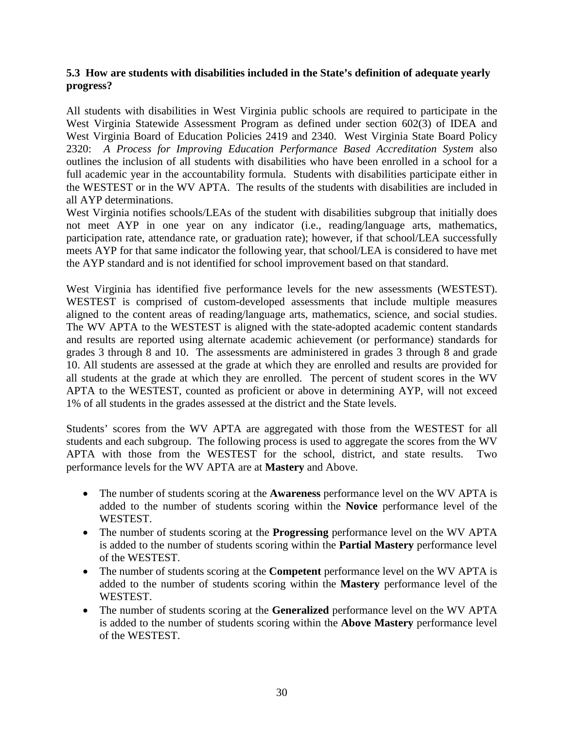**5.3 How are students with disabilities included in the State's definition of adequate yearly progress?**

All students with disabilities in West Virginia public schools are required to participate in the West Virginia Statewide Assessment Program as defined under section 602(3) of IDEA and West Virginia Board of Education Policies 2419 and 2340. West Virginia State Board Policy 2320: *A Process for Improving Education Performance Based Accreditation System* also outlines the inclusion of all students with disabilities who have been enrolled in a school for a full academic year in the accountability formula. Students with disabilities participate either in the WESTEST or in the WV APTA. The results of the students with disabilities are included in all AYP determinations.

West Virginia notifies schools/LEAs of the student with disabilities subgroup that initially does not meet AYP in one year on any indicator (i.e., reading/language arts, mathematics, participation rate, attendance rate, or graduation rate); however, if that school/LEA successfully meets AYP for that same indicator the following year, that school/LEA is considered to have met the AYP standard and is not identified for school improvement based on that standard.

West Virginia has identified five performance levels for the new assessments (WESTEST). WESTEST is comprised of custom-developed assessments that include multiple measures aligned to the content areas of reading/language arts, mathematics, science, and social studies. The WV APTA to the WESTEST is aligned with the state-adopted academic content standards and results are reported using alternate academic achievement (or performance) standards for grades 3 through 8 and 10. The assessments are administered in grades 3 through 8 and grade 10. All students are assessed at the grade at which they are enrolled and results are provided for all students at the grade at which they are enrolled. The percent of student scores in the WV APTA to the WESTEST, counted as proficient or above in determining AYP, will not exceed 1% of all students in the grades assessed at the district and the State levels.

Students' scores from the WV APTA are aggregated with those from the WESTEST for all students and each subgroup. The following process is used to aggregate the scores from the WV APTA with those from the WESTEST for the school, district, and state results. Two performance levels for the WV APTA are at **Mastery** and Above.

- The number of students scoring at the **Awareness** performance level on the WV APTA is added to the number of students scoring within the **Novice** performance level of the WESTEST.
- The number of students scoring at the **Progressing** performance level on the WV APTA is added to the number of students scoring within the **Partial Mastery** performance level of the WESTEST.
- The number of students scoring at the **Competent** performance level on the WV APTA is added to the number of students scoring within the **Mastery** performance level of the WESTEST.
- The number of students scoring at the **Generalized** performance level on the WV APTA is added to the number of students scoring within the **Above Mastery** performance level of the WESTEST.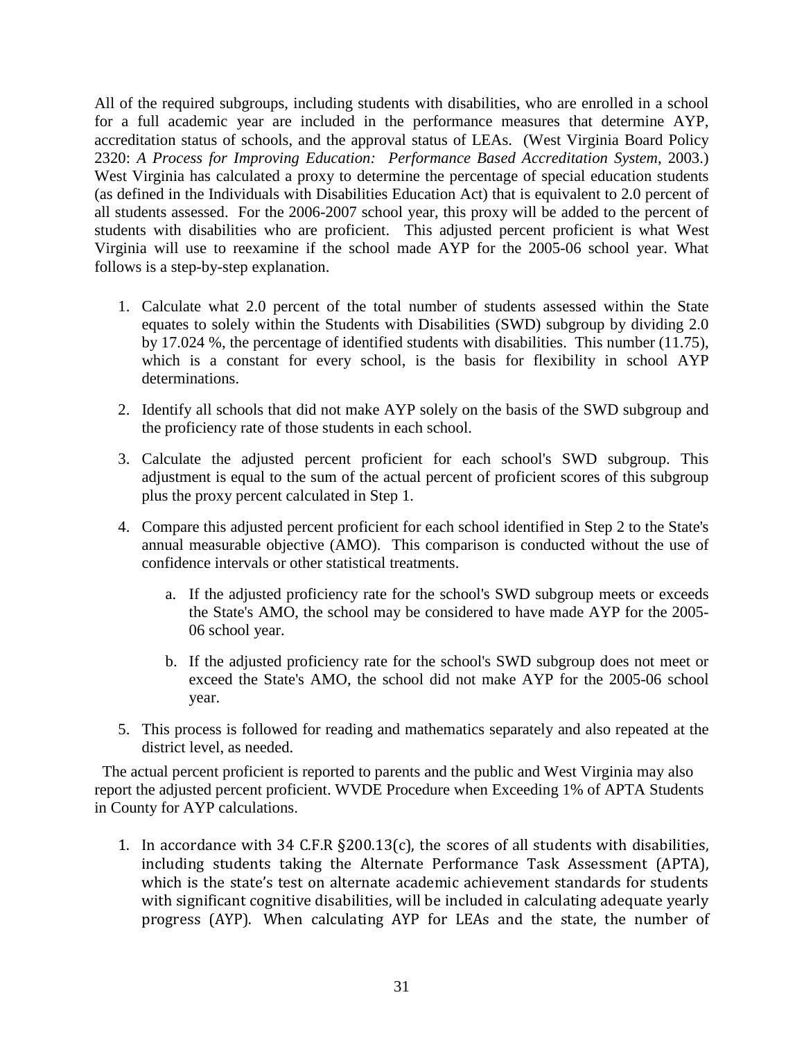All of the required subgroups, including students with disabilities, who are enrolled in a school for a full academic year are included in the performance measures that determine AYP, accreditation status of schools, and the approval status of LEAs. (West Virginia Board Policy 2320: *A Process for Improving Education: Performance Based Accreditation System*, 2003.) West Virginia has calculated a proxy to determine the percentage of special education students (as defined in the Individuals with Disabilities Education Act) that is equivalent to 2.0 percent of all students assessed. For the 2006-2007 school year, this proxy will be added to the percent of students with disabilities who are proficient. This adjusted percent proficient is what West Virginia will use to reexamine if the school made AYP for the 2005-06 school year. What follows is a step-by-step explanation.

1. Calculate what 2.0 percent of the total number of students assessed within the State equates to solely within the Students with Disabilities (SWD) subgroup by dividing 2.0 by 17.024 %, the percentage of identified students with disabilities. This number (11.75), which is a constant for every school, is the basis for flexibility in school AYP determinations.

2. Identify all schools that did not make AYP solely on the basis of the SWD subgroup and the proficiency rate of those students in each school.

3. Calculate the adjusted percent proficient for each school's SWD subgroup. This adjustment is equal to the sum of the actual percent of proficient scores of this subgroup plus the proxy percent calculated in Step 1.

4. Compare this adjusted percent proficient for each school identified in Step 2 to the State's annual measurable objective (AMO). This comparison is conducted without the use of confidence intervals or other statistical treatments.

   a. If the adjusted proficiency rate for the school's SWD subgroup meets or exceeds the State's AMO, the school may be considered to have made AYP for the 2005-06 school year.

   b. If the adjusted proficiency rate for the school's SWD subgroup does not meet or exceed the State's AMO, the school did not make AYP for the 2005-06 school year.

5. This process is followed for reading and mathematics separately and also repeated at the district level, as needed.

The actual percent proficient is reported to parents and the public and West Virginia may also report the adjusted percent proficient. WVDE Procedure when Exceeding 1% of APTA Students in County for AYP calculations.

1. In accordance with 34 C.F.R §200.13(c), the scores of all students with disabilities, including students taking the Alternate Performance Task Assessment (APTA), which is the state's test on alternate academic achievement standards for students with significant cognitive disabilities, will be included in calculating adequate yearly progress (AYP). When calculating AYP for LEAs and the state, the number of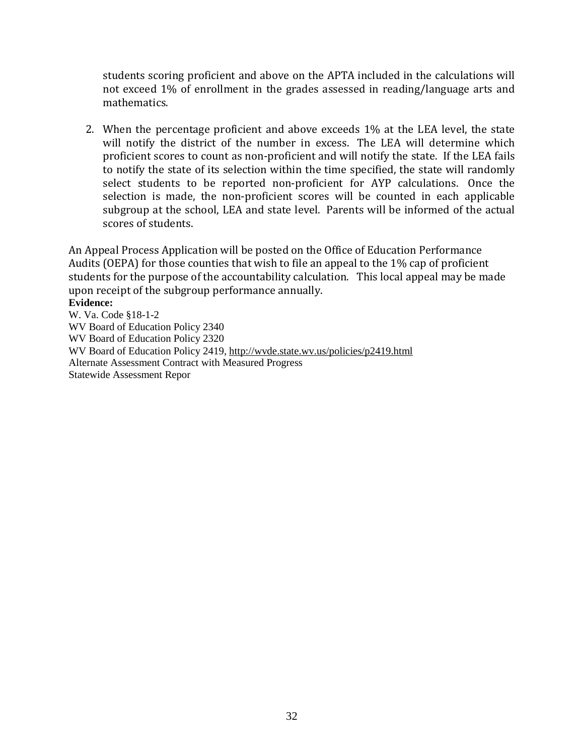students scoring proficient and above on the APTA included in the calculations will not exceed 1% of enrollment in the grades assessed in reading/language arts and mathematics.

2. When the percentage proficient and above exceeds 1% at the LEA level, the state will notify the district of the number in excess. The LEA will determine which proficient scores to count as non-proficient and will notify the state. If the LEA fails to notify the state of its selection within the time specified, the state will randomly select students to be reported non-proficient for AYP calculations. Once the selection is made, the non-proficient scores will be counted in each applicable subgroup at the school, LEA and state level. Parents will be informed of the actual scores of students.

An Appeal Process Application will be posted on the Office of Education Performance Audits (OEPA) for those counties that wish to file an appeal to the 1% cap of proficient students for the purpose of the accountability calculation. This local appeal may be made upon receipt of the subgroup performance annually.

**Evidence:**

W. Va. Code §18-1-2
WV Board of Education Policy 2340
WV Board of Education Policy 2320
WV Board of Education Policy 2419, http://wvde.state.wv.us/policies/p2419.html
Alternate Assessment Contract with Measured Progress
Statewide Assessment Repor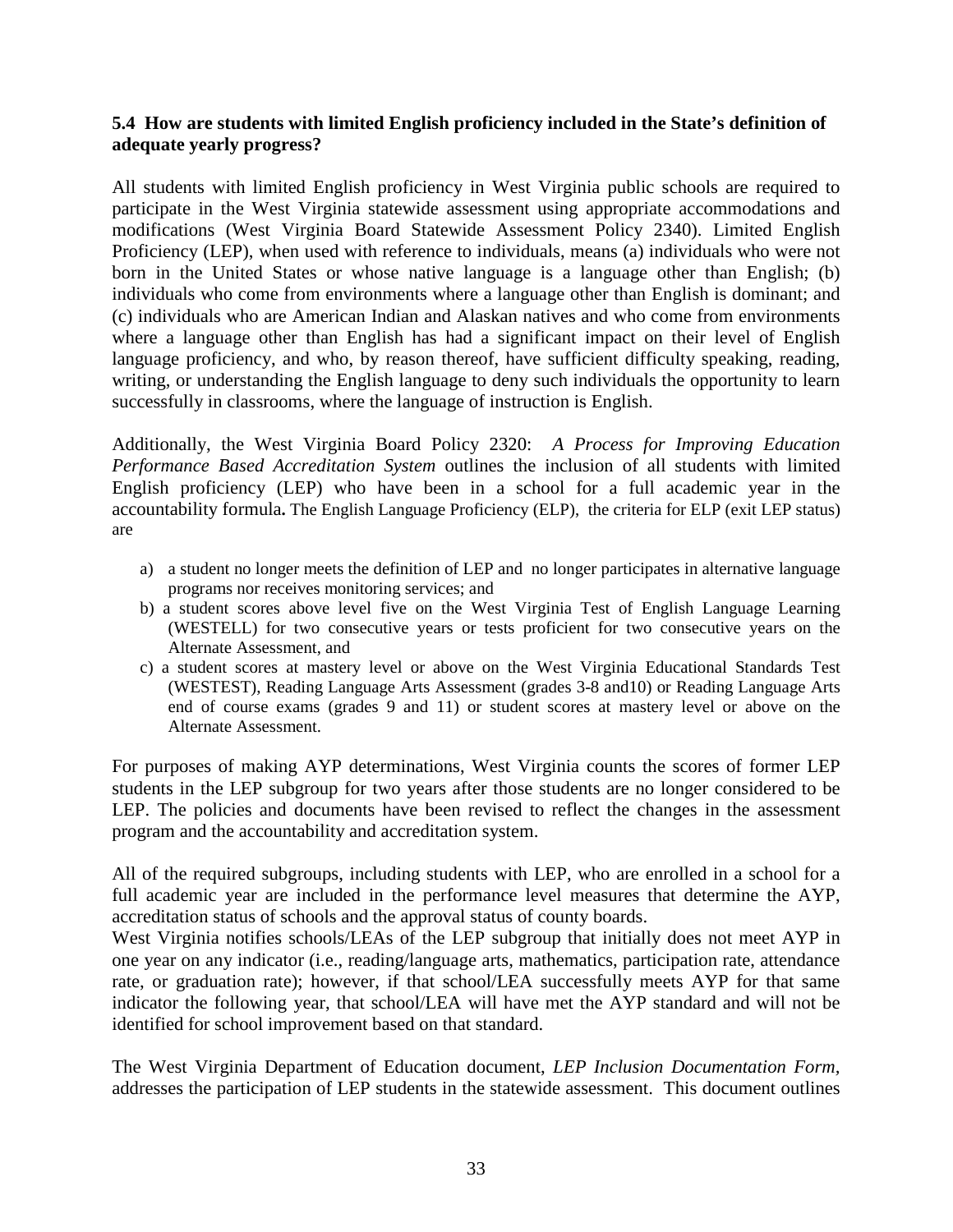**5.4 How are students with limited English proficiency included in the State's definition of adequate yearly progress?**

All students with limited English proficiency in West Virginia public schools are required to participate in the West Virginia statewide assessment using appropriate accommodations and modifications (West Virginia Board Statewide Assessment Policy 2340). Limited English Proficiency (LEP), when used with reference to individuals, means (a) individuals who were not born in the United States or whose native language is a language other than English; (b) individuals who come from environments where a language other than English is dominant; and (c) individuals who are American Indian and Alaskan natives and who come from environments where a language other than English has had a significant impact on their level of English language proficiency, and who, by reason thereof, have sufficient difficulty speaking, reading, writing, or understanding the English language to deny such individuals the opportunity to learn successfully in classrooms, where the language of instruction is English.

Additionally, the West Virginia Board Policy 2320: *A Process for Improving Education Performance Based Accreditation System* outlines the inclusion of all students with limited English proficiency (LEP) who have been in a school for a full academic year in the accountability formula**.** The English Language Proficiency (ELP), the criteria for ELP (exit LEP status) are

a) a student no longer meets the definition of LEP and no longer participates in alternative language programs nor receives monitoring services; and
b) a student scores above level five on the West Virginia Test of English Language Learning (WESTELL) for two consecutive years or tests proficient for two consecutive years on the Alternate Assessment, and
c) a student scores at mastery level or above on the West Virginia Educational Standards Test (WESTEST), Reading Language Arts Assessment (grades 3-8 and10) or Reading Language Arts end of course exams (grades 9 and 11) or student scores at mastery level or above on the Alternate Assessment.

For purposes of making AYP determinations, West Virginia counts the scores of former LEP students in the LEP subgroup for two years after those students are no longer considered to be LEP. The policies and documents have been revised to reflect the changes in the assessment program and the accountability and accreditation system.

All of the required subgroups, including students with LEP, who are enrolled in a school for a full academic year are included in the performance level measures that determine the AYP, accreditation status of schools and the approval status of county boards.
West Virginia notifies schools/LEAs of the LEP subgroup that initially does not meet AYP in one year on any indicator (i.e., reading/language arts, mathematics, participation rate, attendance rate, or graduation rate); however, if that school/LEA successfully meets AYP for that same indicator the following year, that school/LEA will have met the AYP standard and will not be identified for school improvement based on that standard.

The West Virginia Department of Education document, *LEP Inclusion Documentation Form,* addresses the participation of LEP students in the statewide assessment. This document outlines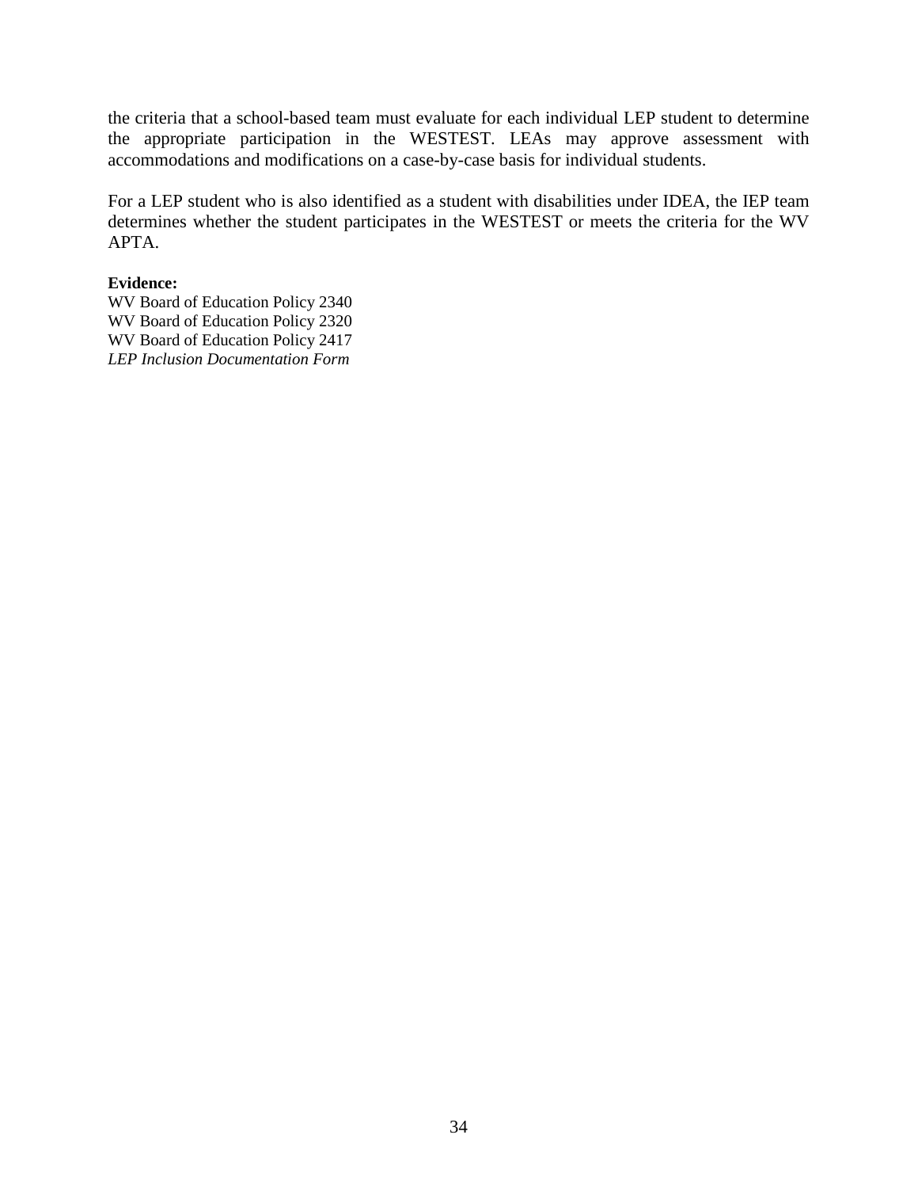the criteria that a school-based team must evaluate for each individual LEP student to determine the appropriate participation in the WESTEST. LEAs may approve assessment with accommodations and modifications on a case-by-case basis for individual students.

For a LEP student who is also identified as a student with disabilities under IDEA, the IEP team determines whether the student participates in the WESTEST or meets the criteria for the WV APTA.

**Evidence:**
WV Board of Education Policy 2340
WV Board of Education Policy 2320
WV Board of Education Policy 2417
*LEP Inclusion Documentation Form*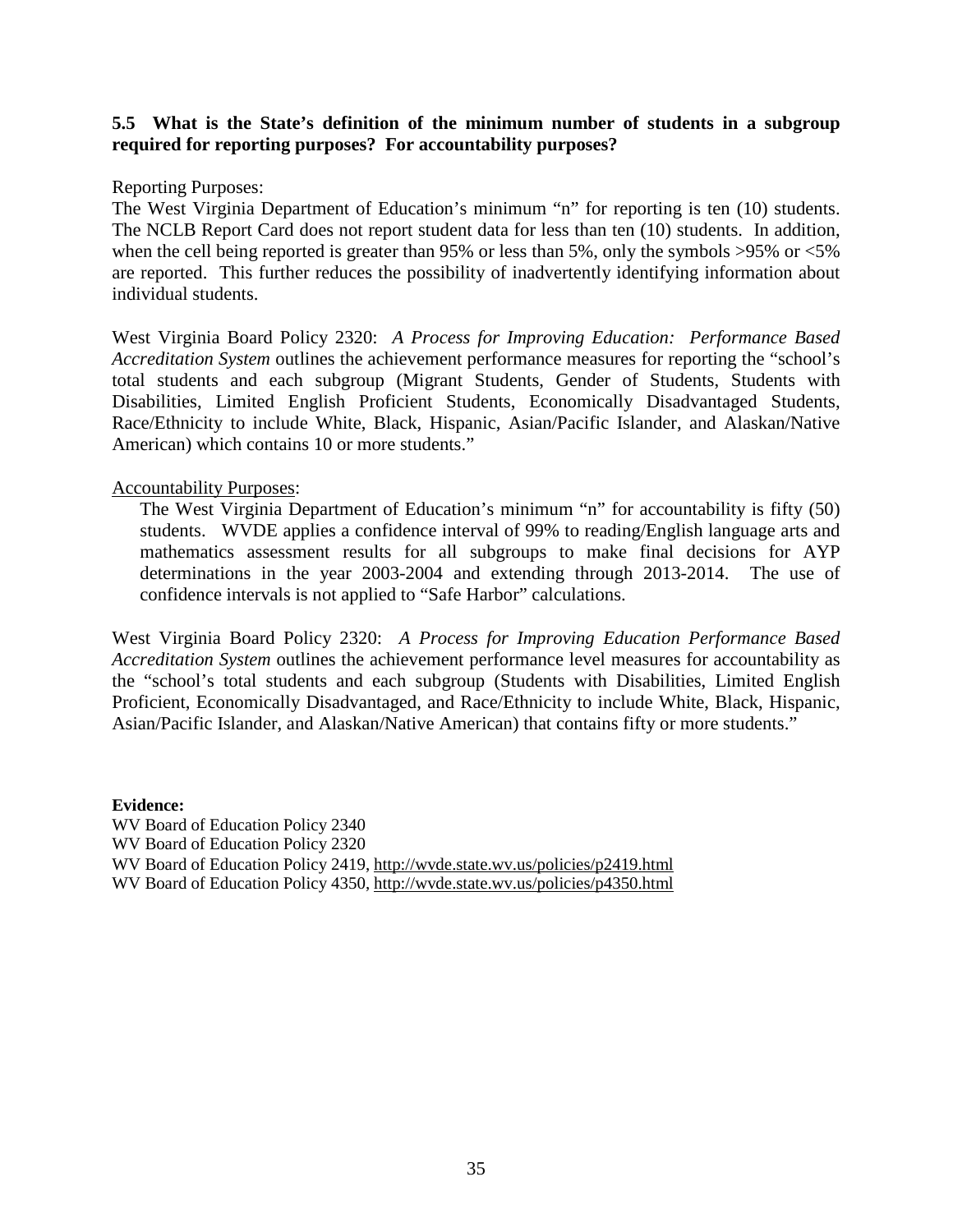**5.5 What is the State's definition of the minimum number of students in a subgroup required for reporting purposes? For accountability purposes?**

Reporting Purposes:

The West Virginia Department of Education's minimum "n" for reporting is ten (10) students. The NCLB Report Card does not report student data for less than ten (10) students. In addition, when the cell being reported is greater than 95% or less than 5%, only the symbols >95% or <5% are reported. This further reduces the possibility of inadvertently identifying information about individual students.

West Virginia Board Policy 2320: *A Process for Improving Education: Performance Based Accreditation System* outlines the achievement performance measures for reporting the "school's total students and each subgroup (Migrant Students, Gender of Students, Students with Disabilities, Limited English Proficient Students, Economically Disadvantaged Students, Race/Ethnicity to include White, Black, Hispanic, Asian/Pacific Islander, and Alaskan/Native American) which contains 10 or more students."

Accountability Purposes:

The West Virginia Department of Education's minimum "n" for accountability is fifty (50) students. WVDE applies a confidence interval of 99% to reading/English language arts and mathematics assessment results for all subgroups to make final decisions for AYP determinations in the year 2003-2004 and extending through 2013-2014. The use of confidence intervals is not applied to "Safe Harbor" calculations.

West Virginia Board Policy 2320: *A Process for Improving Education Performance Based Accreditation System* outlines the achievement performance level measures for accountability as the "school's total students and each subgroup (Students with Disabilities, Limited English Proficient, Economically Disadvantaged, and Race/Ethnicity to include White, Black, Hispanic, Asian/Pacific Islander, and Alaskan/Native American) that contains fifty or more students."

**Evidence:**

WV Board of Education Policy 2340
WV Board of Education Policy 2320
WV Board of Education Policy 2419, http://wvde.state.wv.us/policies/p2419.html
WV Board of Education Policy 4350, http://wvde.state.wv.us/policies/p4350.html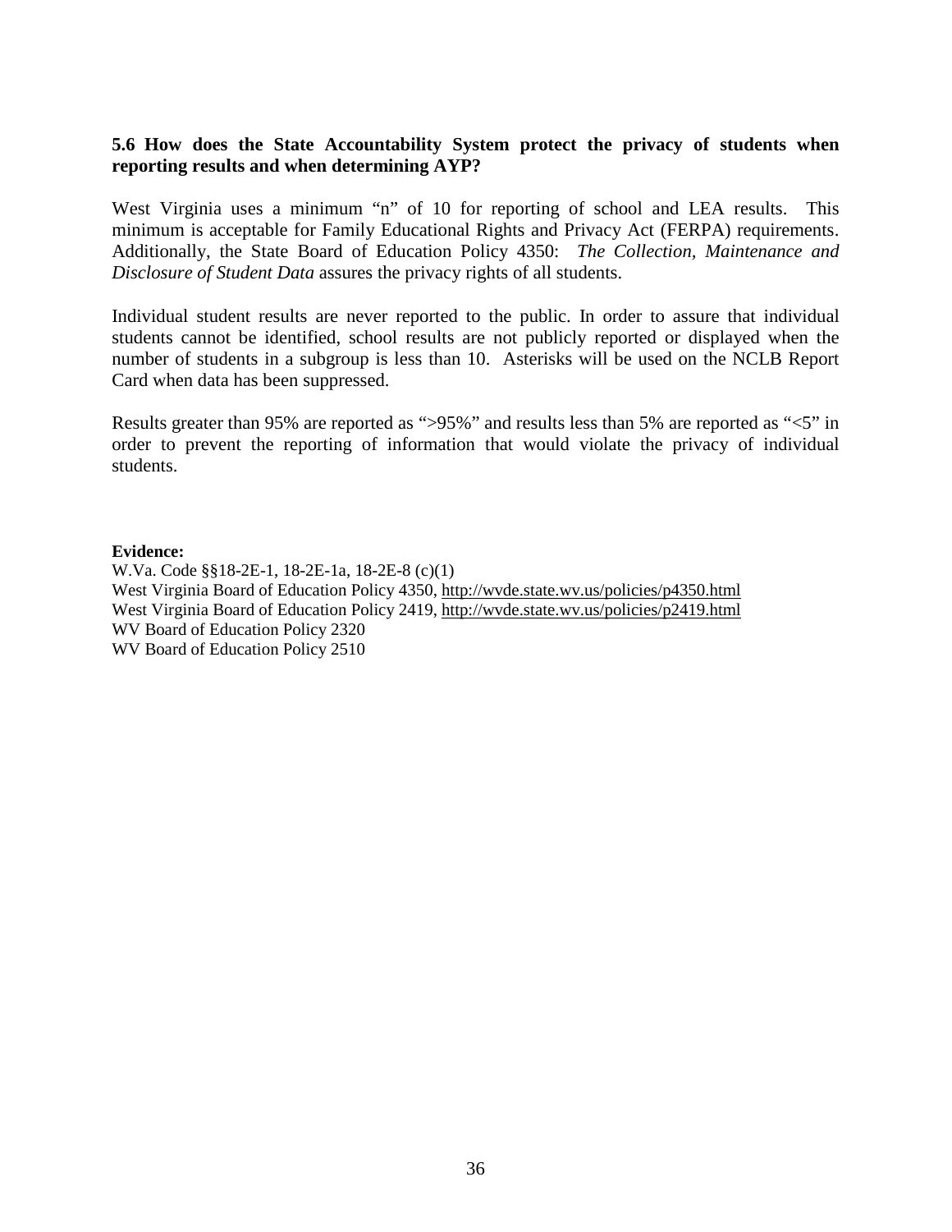**5.6 How does the State Accountability System protect the privacy of students when reporting results and when determining AYP?**

West Virginia uses a minimum "n" of 10 for reporting of school and LEA results. This minimum is acceptable for Family Educational Rights and Privacy Act (FERPA) requirements. Additionally, the State Board of Education Policy 4350: *The Collection, Maintenance and Disclosure of Student Data* assures the privacy rights of all students.

Individual student results are never reported to the public. In order to assure that individual students cannot be identified, school results are not publicly reported or displayed when the number of students in a subgroup is less than 10. Asterisks will be used on the NCLB Report Card when data has been suppressed.

Results greater than 95% are reported as ">95%" and results less than 5% are reported as "<5" in order to prevent the reporting of information that would violate the privacy of individual students.

**Evidence:**

W.Va. Code §§18-2E-1, 18-2E-1a, 18-2E-8 (c)(1)
West Virginia Board of Education Policy 4350, http://wvde.state.wv.us/policies/p4350.html
West Virginia Board of Education Policy 2419, http://wvde.state.wv.us/policies/p2419.html
WV Board of Education Policy 2320
WV Board of Education Policy 2510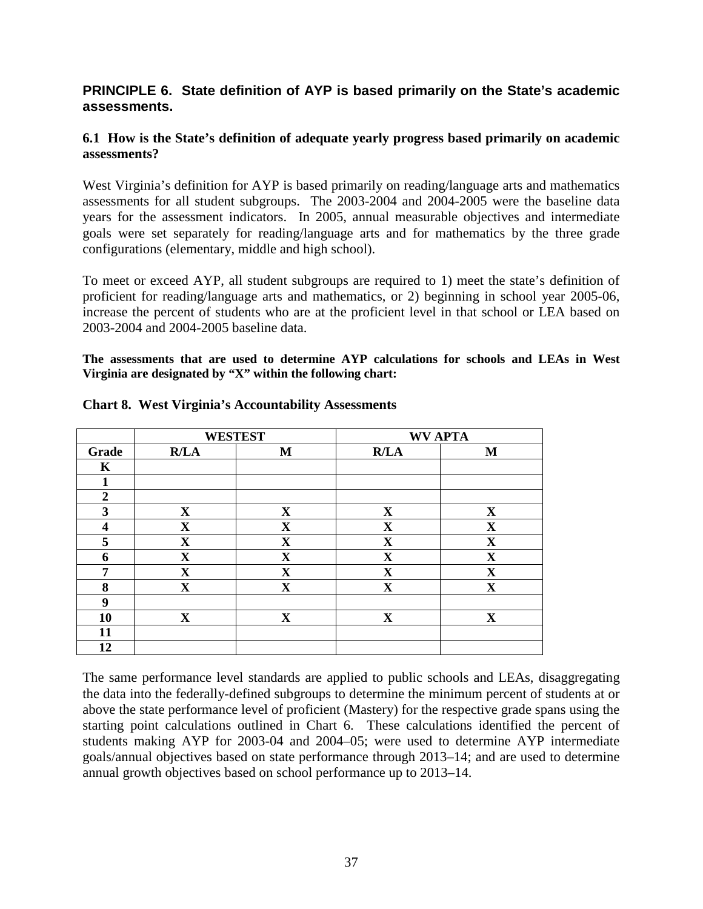## PRINCIPLE 6. State definition of AYP is based primarily on the State's academic assessments.

### 6.1 How is the State's definition of adequate yearly progress based primarily on academic assessments?

West Virginia's definition for AYP is based primarily on reading/language arts and mathematics assessments for all student subgroups. The 2003-2004 and 2004-2005 were the baseline data years for the assessment indicators. In 2005, annual measurable objectives and intermediate goals were set separately for reading/language arts and for mathematics by the three grade configurations (elementary, middle and high school).

To meet or exceed AYP, all student subgroups are required to 1) meet the state's definition of proficient for reading/language arts and mathematics, or 2) beginning in school year 2005-06, increase the percent of students who are at the proficient level in that school or LEA based on 2003-2004 and 2004-2005 baseline data.

**The assessments that are used to determine AYP calculations for schools and LEAs in West Virginia are designated by "X" within the following chart:**

**Chart 8. West Virginia's Accountability Assessments**

| | WESTEST | | WV APTA | |
|---|---|---|---|---|
| **Grade** | **R/LA** | **M** | **R/LA** | **M** |
| **K** | | | | |
| **1** | | | | |
| **2** | | | | |
| **3** | X | X | X | X |
| **4** | X | X | X | X |
| **5** | X | X | X | X |
| **6** | X | X | X | X |
| **7** | X | X | X | X |
| **8** | X | X | X | X |
| **9** | | | | |
| **10** | X | X | X | X |
| **11** | | | | |
| **12** | | | | |

The same performance level standards are applied to public schools and LEAs, disaggregating the data into the federally-defined subgroups to determine the minimum percent of students at or above the state performance level of proficient (Mastery) for the respective grade spans using the starting point calculations outlined in Chart 6. These calculations identified the percent of students making AYP for 2003-04 and 2004–05; were used to determine AYP intermediate goals/annual objectives based on state performance through 2013–14; and are used to determine annual growth objectives based on school performance up to 2013–14.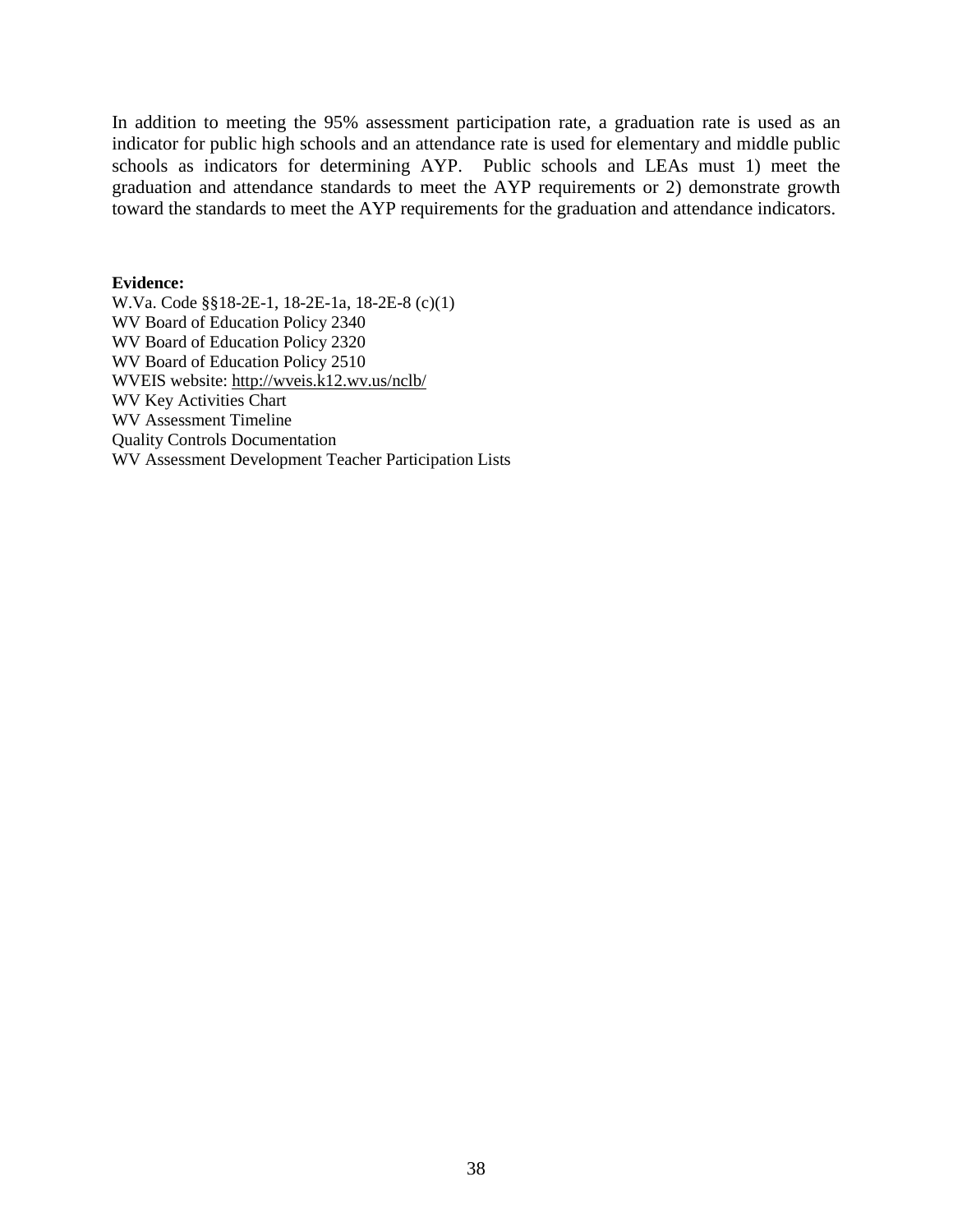In addition to meeting the 95% assessment participation rate, a graduation rate is used as an indicator for public high schools and an attendance rate is used for elementary and middle public schools as indicators for determining AYP. Public schools and LEAs must 1) meet the graduation and attendance standards to meet the AYP requirements or 2) demonstrate growth toward the standards to meet the AYP requirements for the graduation and attendance indicators.

**Evidence:**
W.Va. Code §§18-2E-1, 18-2E-1a, 18-2E-8 (c)(1)
WV Board of Education Policy 2340
WV Board of Education Policy 2320
WV Board of Education Policy 2510
WVEIS website: http://wveis.k12.wv.us/nclb/
WV Key Activities Chart
WV Assessment Timeline
Quality Controls Documentation
WV Assessment Development Teacher Participation Lists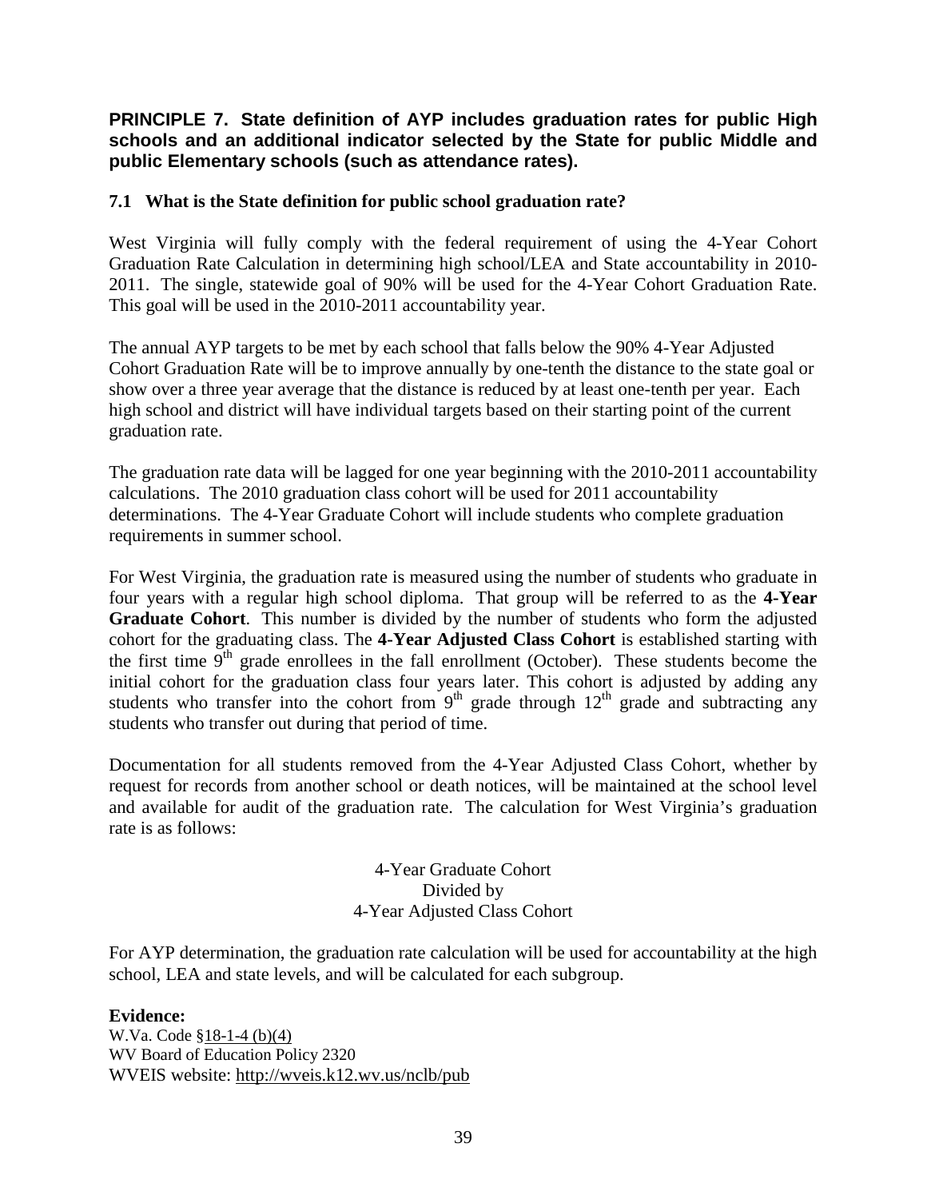## PRINCIPLE 7. State definition of AYP includes graduation rates for public High schools and an additional indicator selected by the State for public Middle and public Elementary schools (such as attendance rates).

### 7.1 What is the State definition for public school graduation rate?

West Virginia will fully comply with the federal requirement of using the 4-Year Cohort Graduation Rate Calculation in determining high school/LEA and State accountability in 2010-2011. The single, statewide goal of 90% will be used for the 4-Year Cohort Graduation Rate. This goal will be used in the 2010-2011 accountability year.

The annual AYP targets to be met by each school that falls below the 90% 4-Year Adjusted Cohort Graduation Rate will be to improve annually by one-tenth the distance to the state goal or show over a three year average that the distance is reduced by at least one-tenth per year. Each high school and district will have individual targets based on their starting point of the current graduation rate.

The graduation rate data will be lagged for one year beginning with the 2010-2011 accountability calculations. The 2010 graduation class cohort will be used for 2011 accountability determinations. The 4-Year Graduate Cohort will include students who complete graduation requirements in summer school.

For West Virginia, the graduation rate is measured using the number of students who graduate in four years with a regular high school diploma. That group will be referred to as the **4-Year Graduate Cohort**. This number is divided by the number of students who form the adjusted cohort for the graduating class. The **4-Year Adjusted Class Cohort** is established starting with the first time 9th grade enrollees in the fall enrollment (October). These students become the initial cohort for the graduation class four years later. This cohort is adjusted by adding any students who transfer into the cohort from 9th grade through 12th grade and subtracting any students who transfer out during that period of time.

Documentation for all students removed from the 4-Year Adjusted Class Cohort, whether by request for records from another school or death notices, will be maintained at the school level and available for audit of the graduation rate. The calculation for West Virginia's graduation rate is as follows:

4-Year Graduate Cohort  
Divided by  
4-Year Adjusted Class Cohort

For AYP determination, the graduation rate calculation will be used for accountability at the high school, LEA and state levels, and will be calculated for each subgroup.

**Evidence:**  
W.Va. Code §18-1-4 (b)(4)  
WV Board of Education Policy 2320  
WVEIS website: http://wveis.k12.wv.us/nclb/pub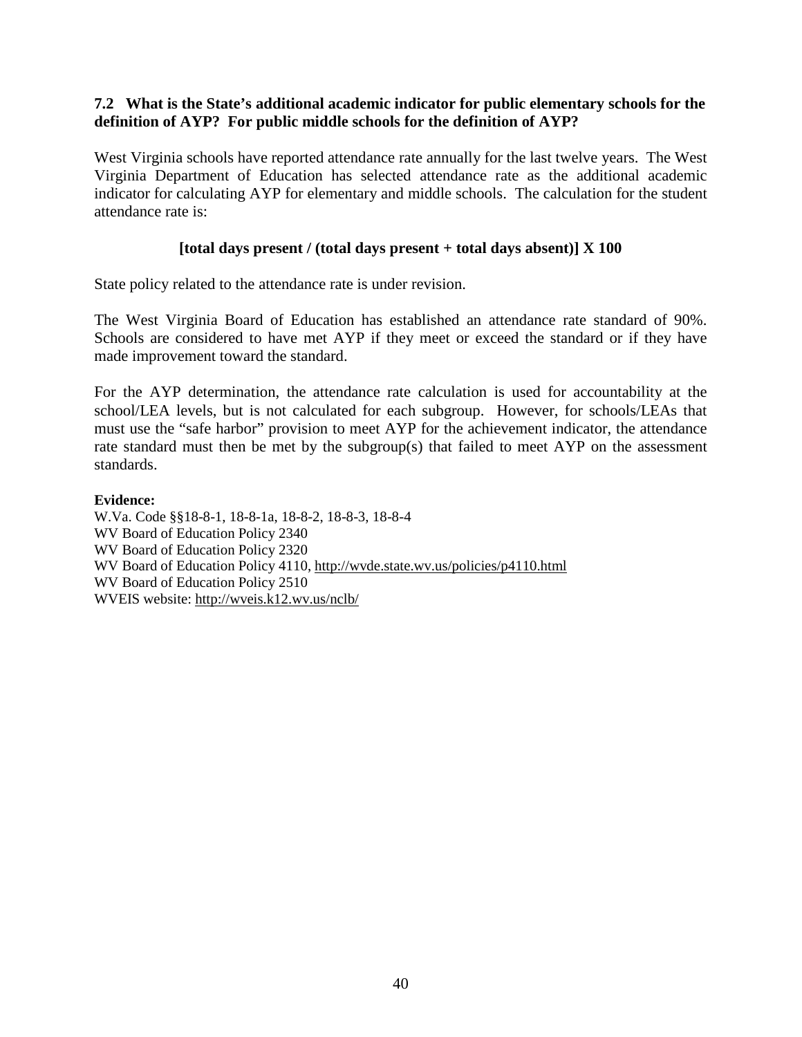### 7.2 What is the State's additional academic indicator for public elementary schools for the definition of AYP? For public middle schools for the definition of AYP?

West Virginia schools have reported attendance rate annually for the last twelve years. The West Virginia Department of Education has selected attendance rate as the additional academic indicator for calculating AYP for elementary and middle schools. The calculation for the student attendance rate is:

**[total days present / (total days present + total days absent)] X 100**

State policy related to the attendance rate is under revision.

The West Virginia Board of Education has established an attendance rate standard of 90%. Schools are considered to have met AYP if they meet or exceed the standard or if they have made improvement toward the standard.

For the AYP determination, the attendance rate calculation is used for accountability at the school/LEA levels, but is not calculated for each subgroup. However, for schools/LEAs that must use the "safe harbor" provision to meet AYP for the achievement indicator, the attendance rate standard must then be met by the subgroup(s) that failed to meet AYP on the assessment standards.

**Evidence:**

W.Va. Code §§18-8-1, 18-8-1a, 18-8-2, 18-8-3, 18-8-4
WV Board of Education Policy 2340
WV Board of Education Policy 2320
WV Board of Education Policy 4110, http://wvde.state.wv.us/policies/p4110.html
WV Board of Education Policy 2510
WVEIS website: http://wveis.k12.wv.us/nclb/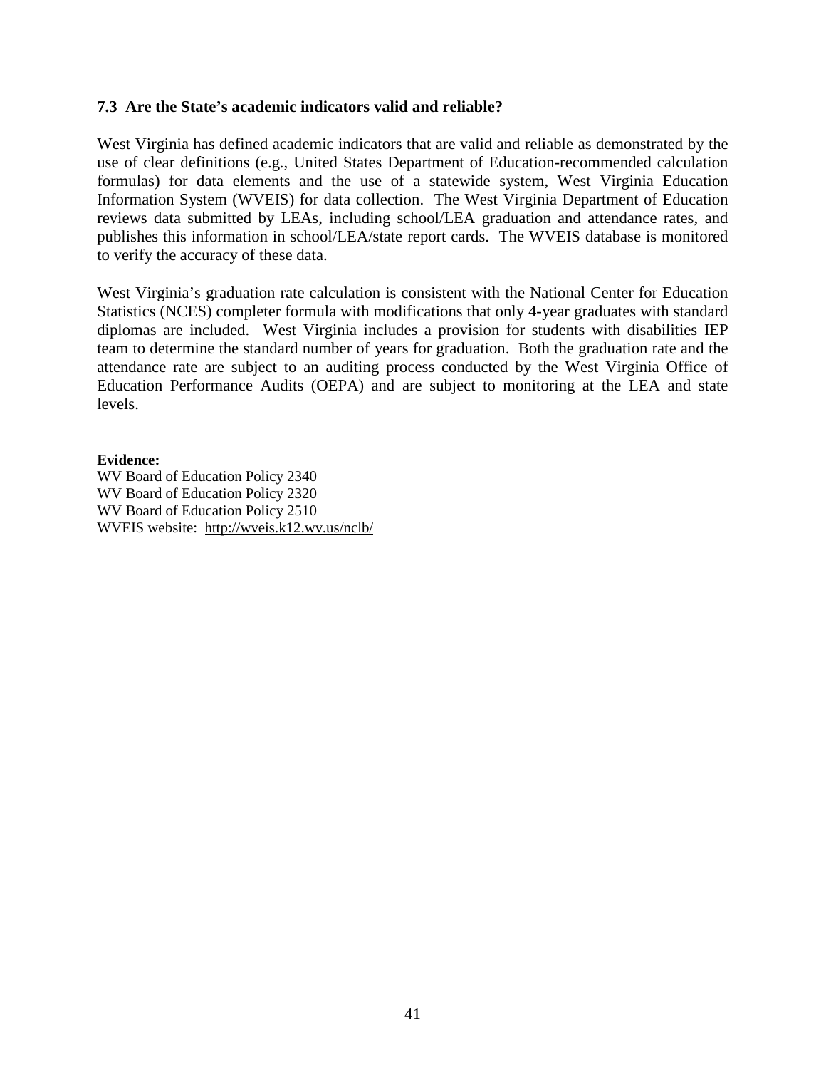### 7.3 Are the State's academic indicators valid and reliable?

West Virginia has defined academic indicators that are valid and reliable as demonstrated by the use of clear definitions (e.g., United States Department of Education-recommended calculation formulas) for data elements and the use of a statewide system, West Virginia Education Information System (WVEIS) for data collection. The West Virginia Department of Education reviews data submitted by LEAs, including school/LEA graduation and attendance rates, and publishes this information in school/LEA/state report cards. The WVEIS database is monitored to verify the accuracy of these data.

West Virginia's graduation rate calculation is consistent with the National Center for Education Statistics (NCES) completer formula with modifications that only 4-year graduates with standard diplomas are included. West Virginia includes a provision for students with disabilities IEP team to determine the standard number of years for graduation. Both the graduation rate and the attendance rate are subject to an auditing process conducted by the West Virginia Office of Education Performance Audits (OEPA) and are subject to monitoring at the LEA and state levels.

**Evidence:**
WV Board of Education Policy 2340
WV Board of Education Policy 2320
WV Board of Education Policy 2510
WVEIS website: http://wveis.k12.wv.us/nclb/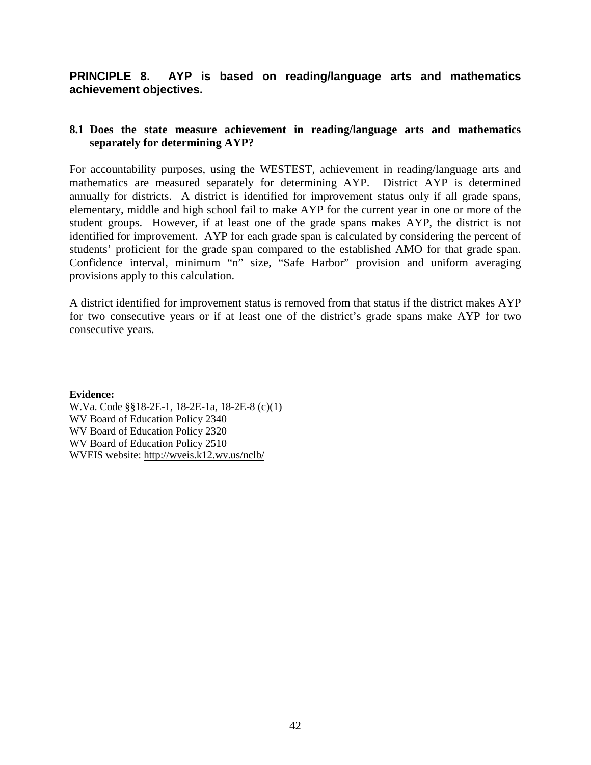## PRINCIPLE 8. AYP is based on reading/language arts and mathematics achievement objectives.

### 8.1 Does the state measure achievement in reading/language arts and mathematics separately for determining AYP?

For accountability purposes, using the WESTEST, achievement in reading/language arts and mathematics are measured separately for determining AYP. District AYP is determined annually for districts. A district is identified for improvement status only if all grade spans, elementary, middle and high school fail to make AYP for the current year in one or more of the student groups. However, if at least one of the grade spans makes AYP, the district is not identified for improvement. AYP for each grade span is calculated by considering the percent of students' proficient for the grade span compared to the established AMO for that grade span. Confidence interval, minimum "n" size, "Safe Harbor" provision and uniform averaging provisions apply to this calculation.

A district identified for improvement status is removed from that status if the district makes AYP for two consecutive years or if at least one of the district's grade spans make AYP for two consecutive years.

**Evidence:**
W.Va. Code §§18-2E-1, 18-2E-1a, 18-2E-8 (c)(1)
WV Board of Education Policy 2340
WV Board of Education Policy 2320
WV Board of Education Policy 2510
WVEIS website: http://wveis.k12.wv.us/nclb/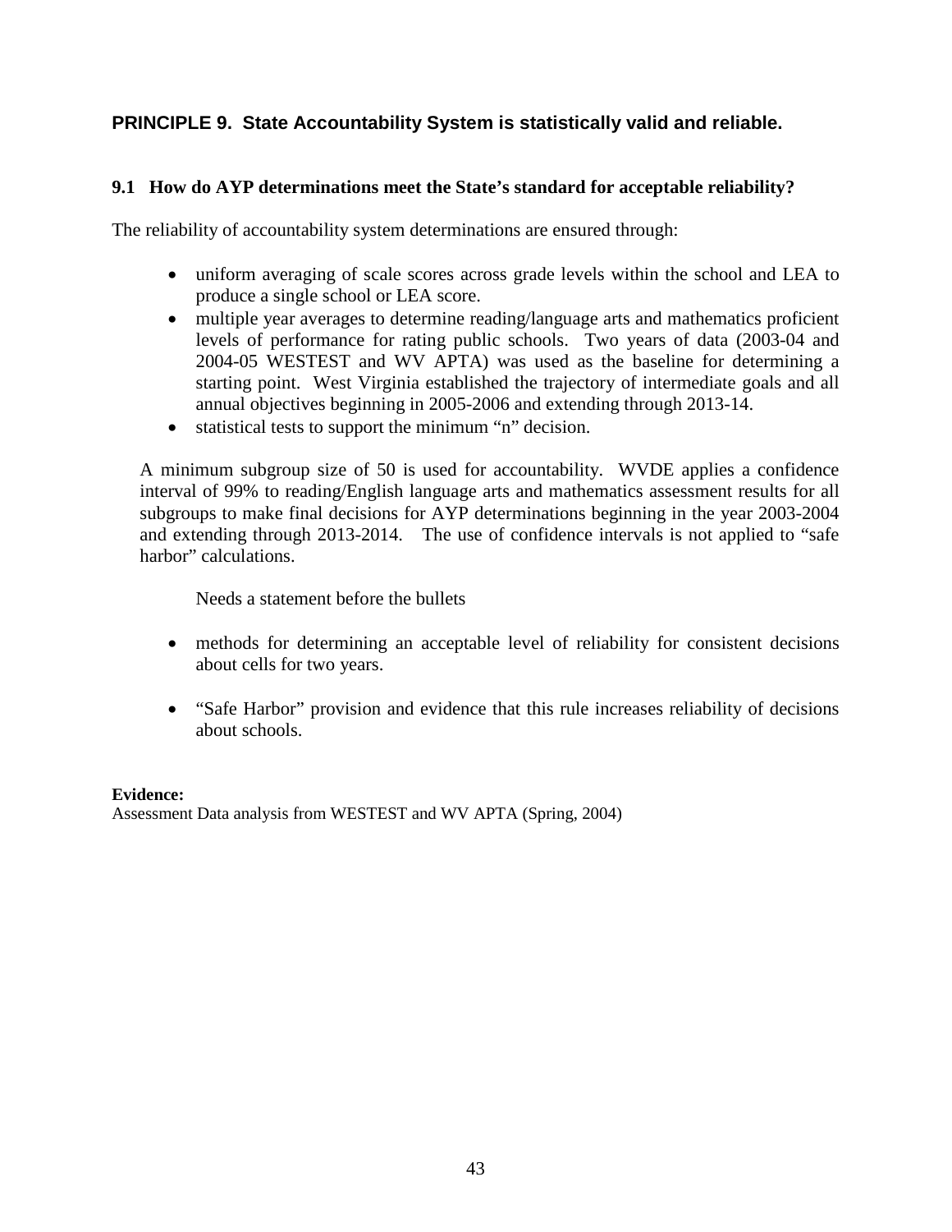## PRINCIPLE 9. State Accountability System is statistically valid and reliable.

### 9.1 How do AYP determinations meet the State's standard for acceptable reliability?

The reliability of accountability system determinations are ensured through:

- uniform averaging of scale scores across grade levels within the school and LEA to produce a single school or LEA score.
- multiple year averages to determine reading/language arts and mathematics proficient levels of performance for rating public schools. Two years of data (2003-04 and 2004-05 WESTEST and WV APTA) was used as the baseline for determining a starting point. West Virginia established the trajectory of intermediate goals and all annual objectives beginning in 2005-2006 and extending through 2013-14.
- statistical tests to support the minimum "n" decision.

A minimum subgroup size of 50 is used for accountability. WVDE applies a confidence interval of 99% to reading/English language arts and mathematics assessment results for all subgroups to make final decisions for AYP determinations beginning in the year 2003-2004 and extending through 2013-2014. The use of confidence intervals is not applied to "safe harbor" calculations.

Needs a statement before the bullets

- methods for determining an acceptable level of reliability for consistent decisions about cells for two years.

- "Safe Harbor" provision and evidence that this rule increases reliability of decisions about schools.

**Evidence:**
Assessment Data analysis from WESTEST and WV APTA (Spring, 2004)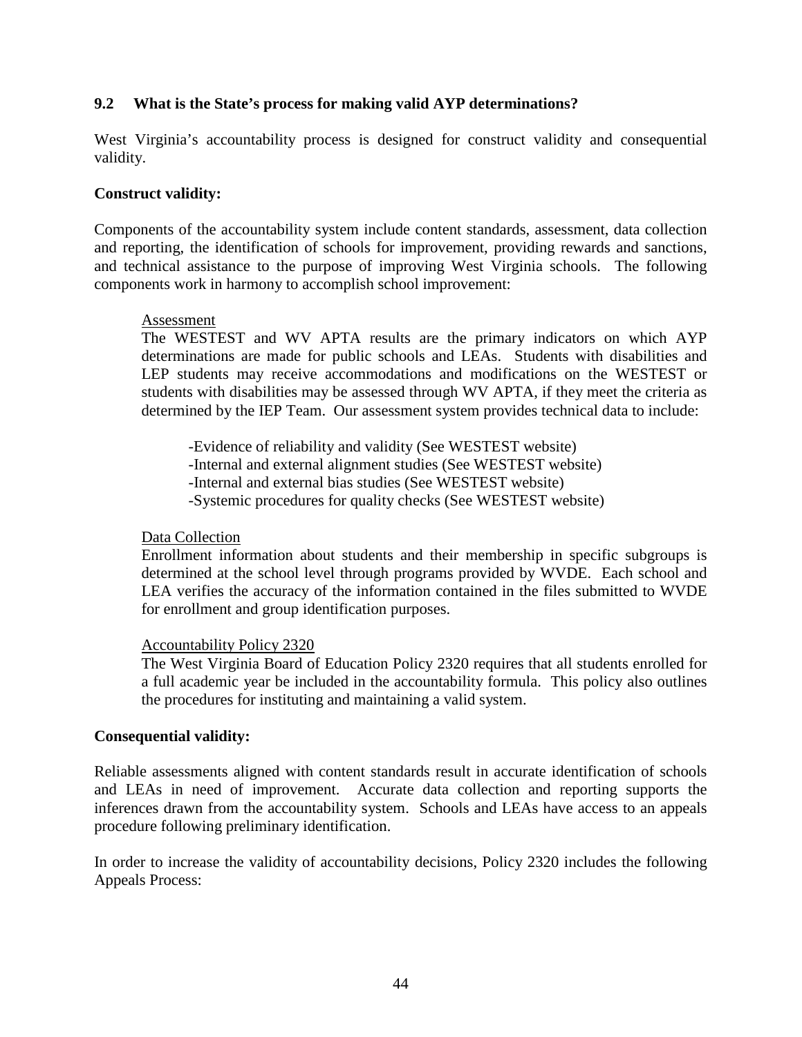### 9.2 What is the State's process for making valid AYP determinations?

West Virginia's accountability process is designed for construct validity and consequential validity.

**Construct validity:**

Components of the accountability system include content standards, assessment, data collection and reporting, the identification of schools for improvement, providing rewards and sanctions, and technical assistance to the purpose of improving West Virginia schools. The following components work in harmony to accomplish school improvement:

Assessment

The WESTEST and WV APTA results are the primary indicators on which AYP determinations are made for public schools and LEAs. Students with disabilities and LEP students may receive accommodations and modifications on the WESTEST or students with disabilities may be assessed through WV APTA, if they meet the criteria as determined by the IEP Team. Our assessment system provides technical data to include:

-Evidence of reliability and validity (See WESTEST website)
-Internal and external alignment studies (See WESTEST website)
-Internal and external bias studies (See WESTEST website)
-Systemic procedures for quality checks (See WESTEST website)

Data Collection

Enrollment information about students and their membership in specific subgroups is determined at the school level through programs provided by WVDE. Each school and LEA verifies the accuracy of the information contained in the files submitted to WVDE for enrollment and group identification purposes.

Accountability Policy 2320

The West Virginia Board of Education Policy 2320 requires that all students enrolled for a full academic year be included in the accountability formula. This policy also outlines the procedures for instituting and maintaining a valid system.

**Consequential validity:**

Reliable assessments aligned with content standards result in accurate identification of schools and LEAs in need of improvement. Accurate data collection and reporting supports the inferences drawn from the accountability system. Schools and LEAs have access to an appeals procedure following preliminary identification.

In order to increase the validity of accountability decisions, Policy 2320 includes the following Appeals Process: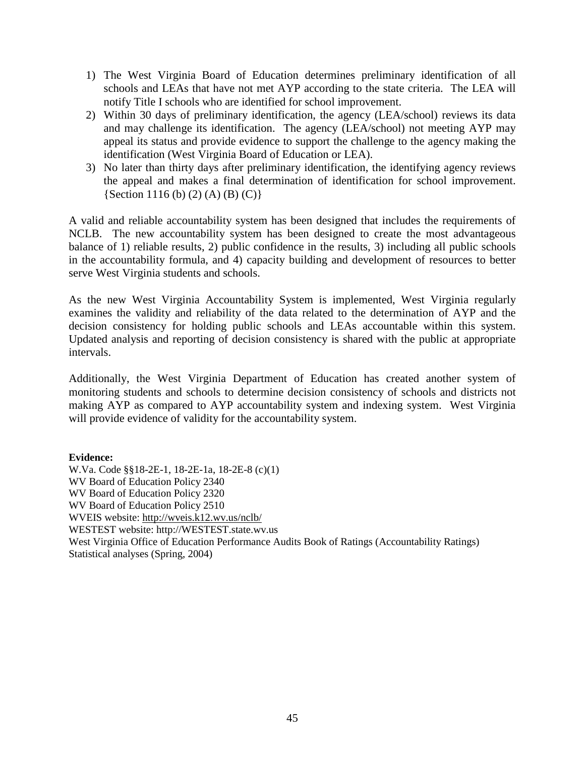1) The West Virginia Board of Education determines preliminary identification of all schools and LEAs that have not met AYP according to the state criteria. The LEA will notify Title I schools who are identified for school improvement.
2) Within 30 days of preliminary identification, the agency (LEA/school) reviews its data and may challenge its identification. The agency (LEA/school) not meeting AYP may appeal its status and provide evidence to support the challenge to the agency making the identification (West Virginia Board of Education or LEA).
3) No later than thirty days after preliminary identification, the identifying agency reviews the appeal and makes a final determination of identification for school improvement. {Section 1116 (b) (2) (A) (B) (C)}

A valid and reliable accountability system has been designed that includes the requirements of NCLB. The new accountability system has been designed to create the most advantageous balance of 1) reliable results, 2) public confidence in the results, 3) including all public schools in the accountability formula, and 4) capacity building and development of resources to better serve West Virginia students and schools.

As the new West Virginia Accountability System is implemented, West Virginia regularly examines the validity and reliability of the data related to the determination of AYP and the decision consistency for holding public schools and LEAs accountable within this system. Updated analysis and reporting of decision consistency is shared with the public at appropriate intervals.

Additionally, the West Virginia Department of Education has created another system of monitoring students and schools to determine decision consistency of schools and districts not making AYP as compared to AYP accountability system and indexing system. West Virginia will provide evidence of validity for the accountability system.

**Evidence:**
W.Va. Code §§18-2E-1, 18-2E-1a, 18-2E-8 (c)(1)
WV Board of Education Policy 2340
WV Board of Education Policy 2320
WV Board of Education Policy 2510
WVEIS website: http://wveis.k12.wv.us/nclb/
WESTEST website: http://WESTEST.state.wv.us
West Virginia Office of Education Performance Audits Book of Ratings (Accountability Ratings)
Statistical analyses (Spring, 2004)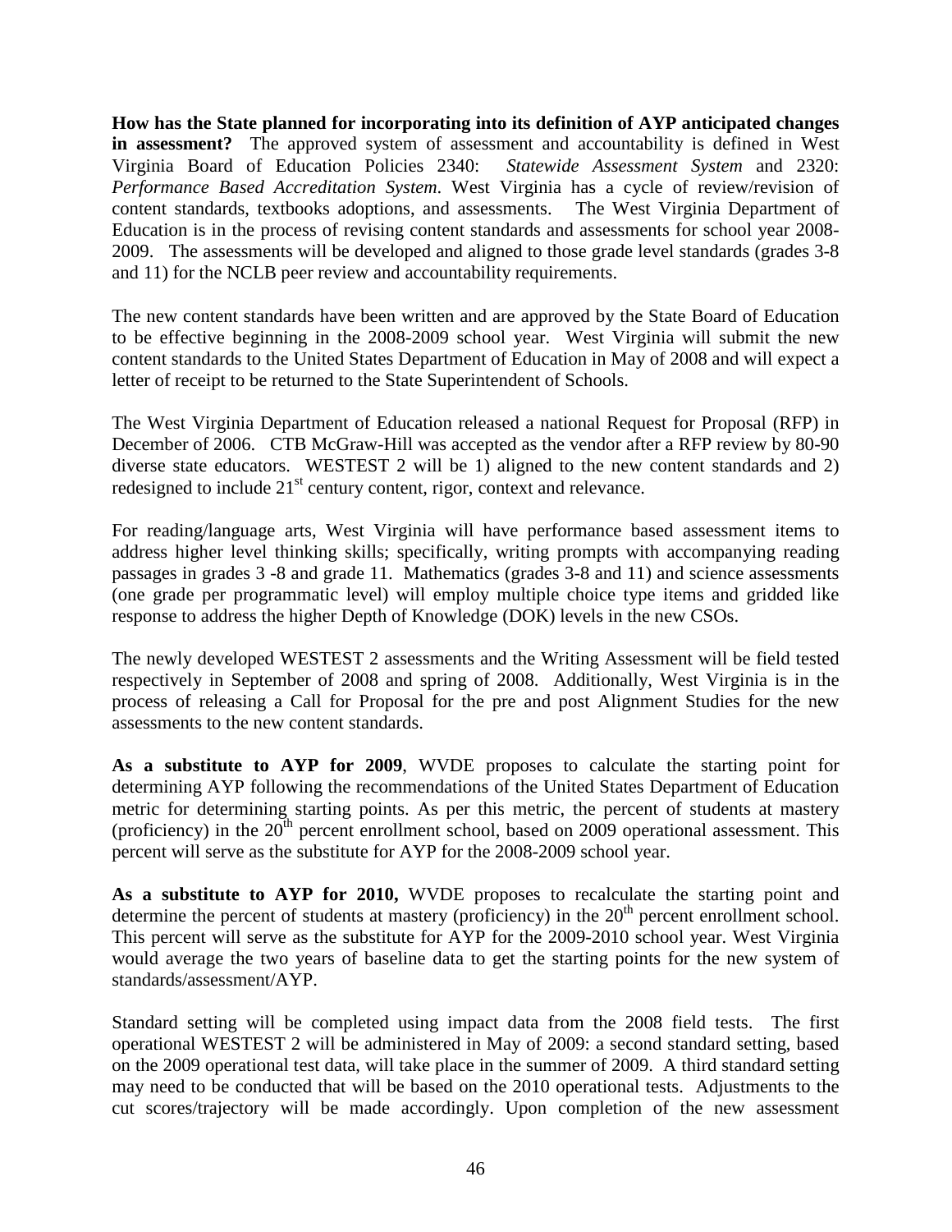**How has the State planned for incorporating into its definition of AYP anticipated changes in assessment?** The approved system of assessment and accountability is defined in West Virginia Board of Education Policies 2340: *Statewide Assessment System* and 2320: *Performance Based Accreditation System*. West Virginia has a cycle of review/revision of content standards, textbooks adoptions, and assessments. The West Virginia Department of Education is in the process of revising content standards and assessments for school year 2008-2009. The assessments will be developed and aligned to those grade level standards (grades 3-8 and 11) for the NCLB peer review and accountability requirements.

The new content standards have been written and are approved by the State Board of Education to be effective beginning in the 2008-2009 school year. West Virginia will submit the new content standards to the United States Department of Education in May of 2008 and will expect a letter of receipt to be returned to the State Superintendent of Schools.

The West Virginia Department of Education released a national Request for Proposal (RFP) in December of 2006. CTB McGraw-Hill was accepted as the vendor after a RFP review by 80-90 diverse state educators. WESTEST 2 will be 1) aligned to the new content standards and 2) redesigned to include 21st century content, rigor, context and relevance.

For reading/language arts, West Virginia will have performance based assessment items to address higher level thinking skills; specifically, writing prompts with accompanying reading passages in grades 3 -8 and grade 11. Mathematics (grades 3-8 and 11) and science assessments (one grade per programmatic level) will employ multiple choice type items and gridded like response to address the higher Depth of Knowledge (DOK) levels in the new CSOs.

The newly developed WESTEST 2 assessments and the Writing Assessment will be field tested respectively in September of 2008 and spring of 2008. Additionally, West Virginia is in the process of releasing a Call for Proposal for the pre and post Alignment Studies for the new assessments to the new content standards.

**As a substitute to AYP for 2009**, WVDE proposes to calculate the starting point for determining AYP following the recommendations of the United States Department of Education metric for determining starting points. As per this metric, the percent of students at mastery (proficiency) in the 20th percent enrollment school, based on 2009 operational assessment. This percent will serve as the substitute for AYP for the 2008-2009 school year.

**As a substitute to AYP for 2010,** WVDE proposes to recalculate the starting point and determine the percent of students at mastery (proficiency) in the 20th percent enrollment school. This percent will serve as the substitute for AYP for the 2009-2010 school year. West Virginia would average the two years of baseline data to get the starting points for the new system of standards/assessment/AYP.

Standard setting will be completed using impact data from the 2008 field tests. The first operational WESTEST 2 will be administered in May of 2009: a second standard setting, based on the 2009 operational test data, will take place in the summer of 2009. A third standard setting may need to be conducted that will be based on the 2010 operational tests. Adjustments to the cut scores/trajectory will be made accordingly. Upon completion of the new assessment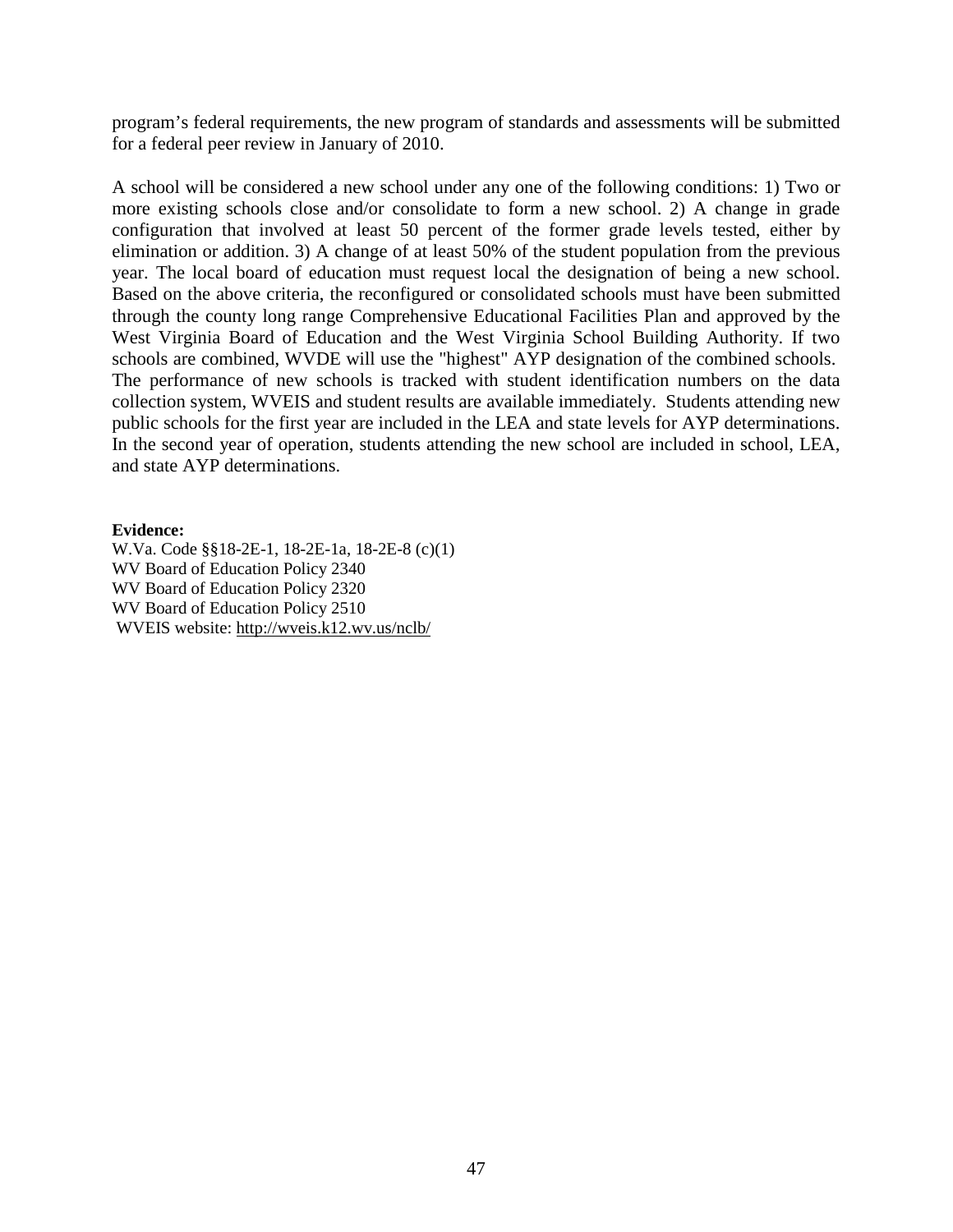program's federal requirements, the new program of standards and assessments will be submitted for a federal peer review in January of 2010.

A school will be considered a new school under any one of the following conditions: 1) Two or more existing schools close and/or consolidate to form a new school. 2) A change in grade configuration that involved at least 50 percent of the former grade levels tested, either by elimination or addition. 3) A change of at least 50% of the student population from the previous year. The local board of education must request local the designation of being a new school. Based on the above criteria, the reconfigured or consolidated schools must have been submitted through the county long range Comprehensive Educational Facilities Plan and approved by the West Virginia Board of Education and the West Virginia School Building Authority. If two schools are combined, WVDE will use the "highest" AYP designation of the combined schools. The performance of new schools is tracked with student identification numbers on the data collection system, WVEIS and student results are available immediately. Students attending new public schools for the first year are included in the LEA and state levels for AYP determinations. In the second year of operation, students attending the new school are included in school, LEA, and state AYP determinations.

**Evidence:**
W.Va. Code §§18-2E-1, 18-2E-1a, 18-2E-8 (c)(1)
WV Board of Education Policy 2340
WV Board of Education Policy 2320
WV Board of Education Policy 2510
WVEIS website: http://wveis.k12.wv.us/nclb/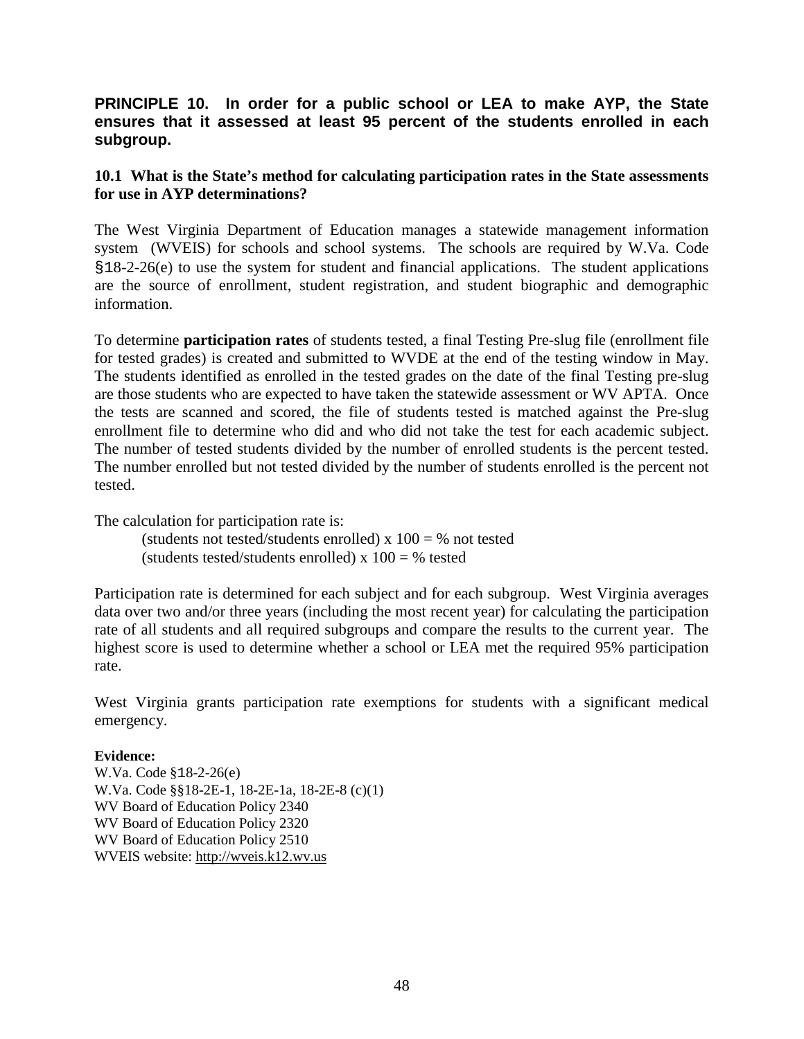**PRINCIPLE 10. In order for a public school or LEA to make AYP, the State ensures that it assessed at least 95 percent of the students enrolled in each subgroup.**

**10.1 What is the State's method for calculating participation rates in the State assessments for use in AYP determinations?**

The West Virginia Department of Education manages a statewide management information system (WVEIS) for schools and school systems. The schools are required by W.Va. Code §18-2-26(e) to use the system for student and financial applications. The student applications are the source of enrollment, student registration, and student biographic and demographic information.

To determine **participation rates** of students tested, a final Testing Pre-slug file (enrollment file for tested grades) is created and submitted to WVDE at the end of the testing window in May. The students identified as enrolled in the tested grades on the date of the final Testing pre-slug are those students who are expected to have taken the statewide assessment or WV APTA. Once the tests are scanned and scored, the file of students tested is matched against the Pre-slug enrollment file to determine who did and who did not take the test for each academic subject. The number of tested students divided by the number of enrolled students is the percent tested. The number enrolled but not tested divided by the number of students enrolled is the percent not tested.

The calculation for participation rate is:

(students not tested/students enrolled) x 100 = % not tested
(students tested/students enrolled) x 100 = % tested

Participation rate is determined for each subject and for each subgroup. West Virginia averages data over two and/or three years (including the most recent year) for calculating the participation rate of all students and all required subgroups and compare the results to the current year. The highest score is used to determine whether a school or LEA met the required 95% participation rate.

West Virginia grants participation rate exemptions for students with a significant medical emergency.

**Evidence:**
W.Va. Code §18-2-26(e)
W.Va. Code §§18-2E-1, 18-2E-1a, 18-2E-8 (c)(1)
WV Board of Education Policy 2340
WV Board of Education Policy 2320
WV Board of Education Policy 2510
WVEIS website: http://wveis.k12.wv.us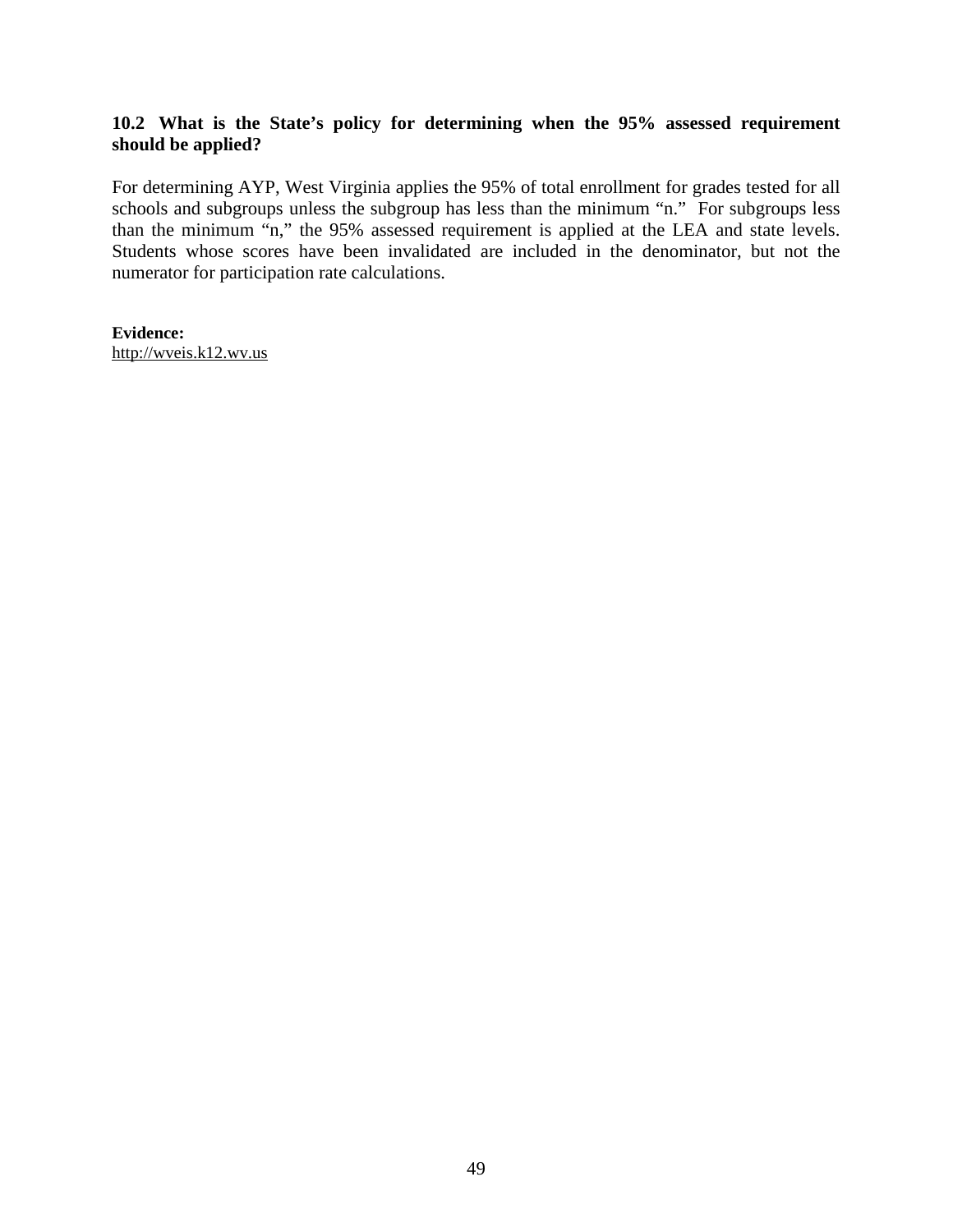**10.2 What is the State's policy for determining when the 95% assessed requirement should be applied?**

For determining AYP, West Virginia applies the 95% of total enrollment for grades tested for all schools and subgroups unless the subgroup has less than the minimum "n." For subgroups less than the minimum "n," the 95% assessed requirement is applied at the LEA and state levels. Students whose scores have been invalidated are included in the denominator, but not the numerator for participation rate calculations.

**Evidence:**
http://wveis.k12.wv.us